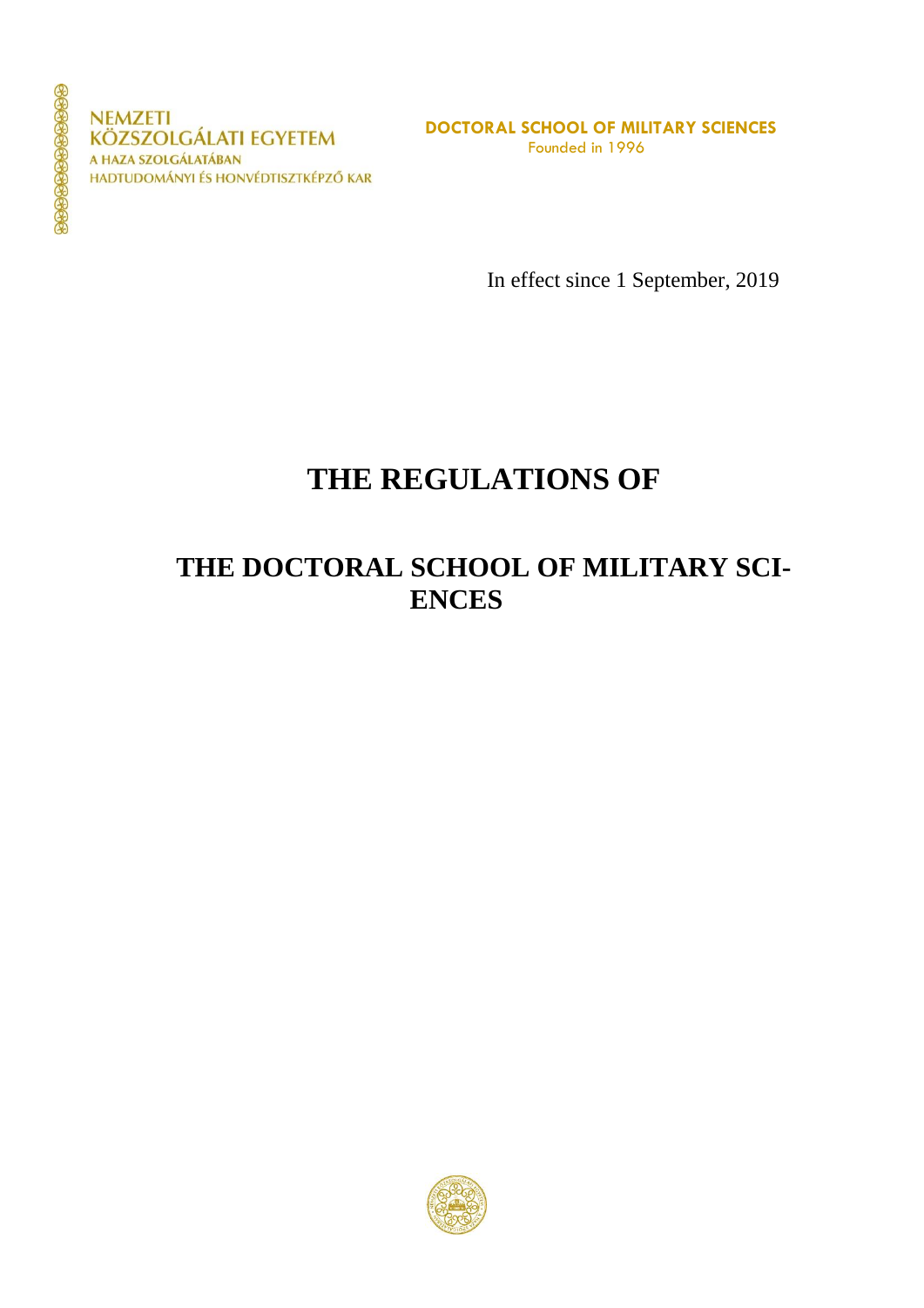NEMZETI KÖZSZOLGÁLATI EGYETEM
A HAZA SZOLGÁLATÁBAN
HADTUDOMÁNYI ÉS HONVÉDTISZTKÉPZŐ KAR

**DOCTORAL SCHOOL OF MILITARY SCIENCES**
Founded in 1996

In effect since 1 September, 2019

# THE REGULATIONS OF

## THE DOCTORAL SCHOOL OF MILITARY SCIENCES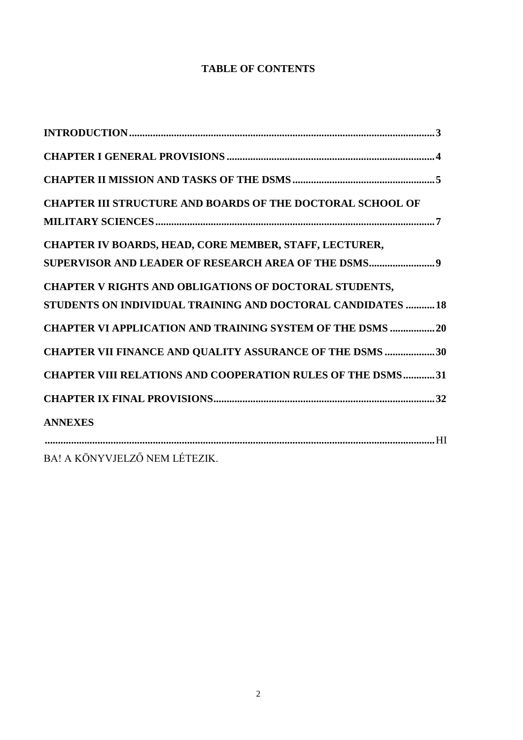**TABLE OF CONTENTS**

**INTRODUCTION** .......... **3**

**CHAPTER I GENERAL PROVISIONS** .......... **4**

**CHAPTER II MISSION AND TASKS OF THE DSMS** .......... **5**

**CHAPTER III STRUCTURE AND BOARDS OF THE DOCTORAL SCHOOL OF MILITARY SCIENCES** .......... **7**

**CHAPTER IV BOARDS, HEAD, CORE MEMBER, STAFF, LECTURER, SUPERVISOR AND LEADER OF RESEARCH AREA OF THE DSMS** .......... **9**

**CHAPTER V RIGHTS AND OBLIGATIONS OF DOCTORAL STUDENTS, STUDENTS ON INDIVIDUAL TRAINING AND DOCTORAL CANDIDATES** .......... **18**

**CHAPTER VI APPLICATION AND TRAINING SYSTEM OF THE DSMS** .......... **20**

**CHAPTER VII FINANCE AND QUALITY ASSURANCE OF THE DSMS** .......... **30**

**CHAPTER VIII RELATIONS AND COOPERATION RULES OF THE DSMS** .......... **31**

**CHAPTER IX FINAL PROVISIONS** .......... **32**

**ANNEXES** .......... HIBA! A KÖNYVJELZŐ NEM LÉTEZIK.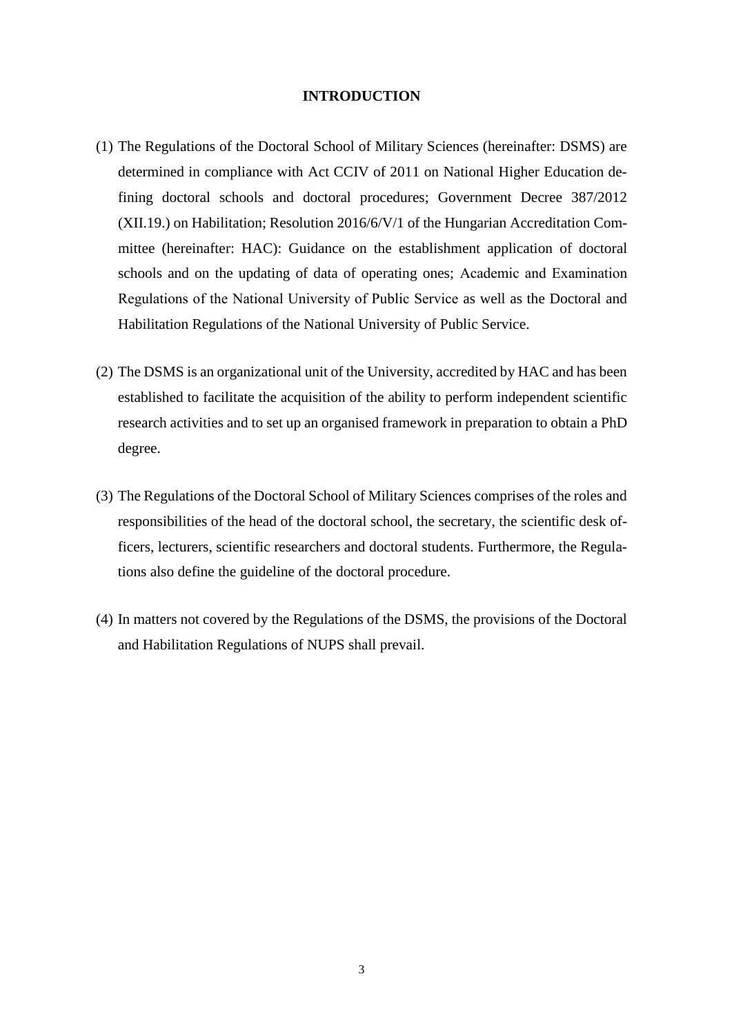# INTRODUCTION

(1) The Regulations of the Doctoral School of Military Sciences (hereinafter: DSMS) are determined in compliance with Act CCIV of 2011 on National Higher Education defining doctoral schools and doctoral procedures; Government Decree 387/2012 (XII.19.) on Habilitation; Resolution 2016/6/V/1 of the Hungarian Accreditation Committee (hereinafter: HAC): Guidance on the establishment application of doctoral schools and on the updating of data of operating ones; Academic and Examination Regulations of the National University of Public Service as well as the Doctoral and Habilitation Regulations of the National University of Public Service.

(2) The DSMS is an organizational unit of the University, accredited by HAC and has been established to facilitate the acquisition of the ability to perform independent scientific research activities and to set up an organised framework in preparation to obtain a PhD degree.

(3) The Regulations of the Doctoral School of Military Sciences comprises of the roles and responsibilities of the head of the doctoral school, the secretary, the scientific desk officers, lecturers, scientific researchers and doctoral students. Furthermore, the Regulations also define the guideline of the doctoral procedure.

(4) In matters not covered by the Regulations of the DSMS, the provisions of the Doctoral and Habilitation Regulations of NUPS shall prevail.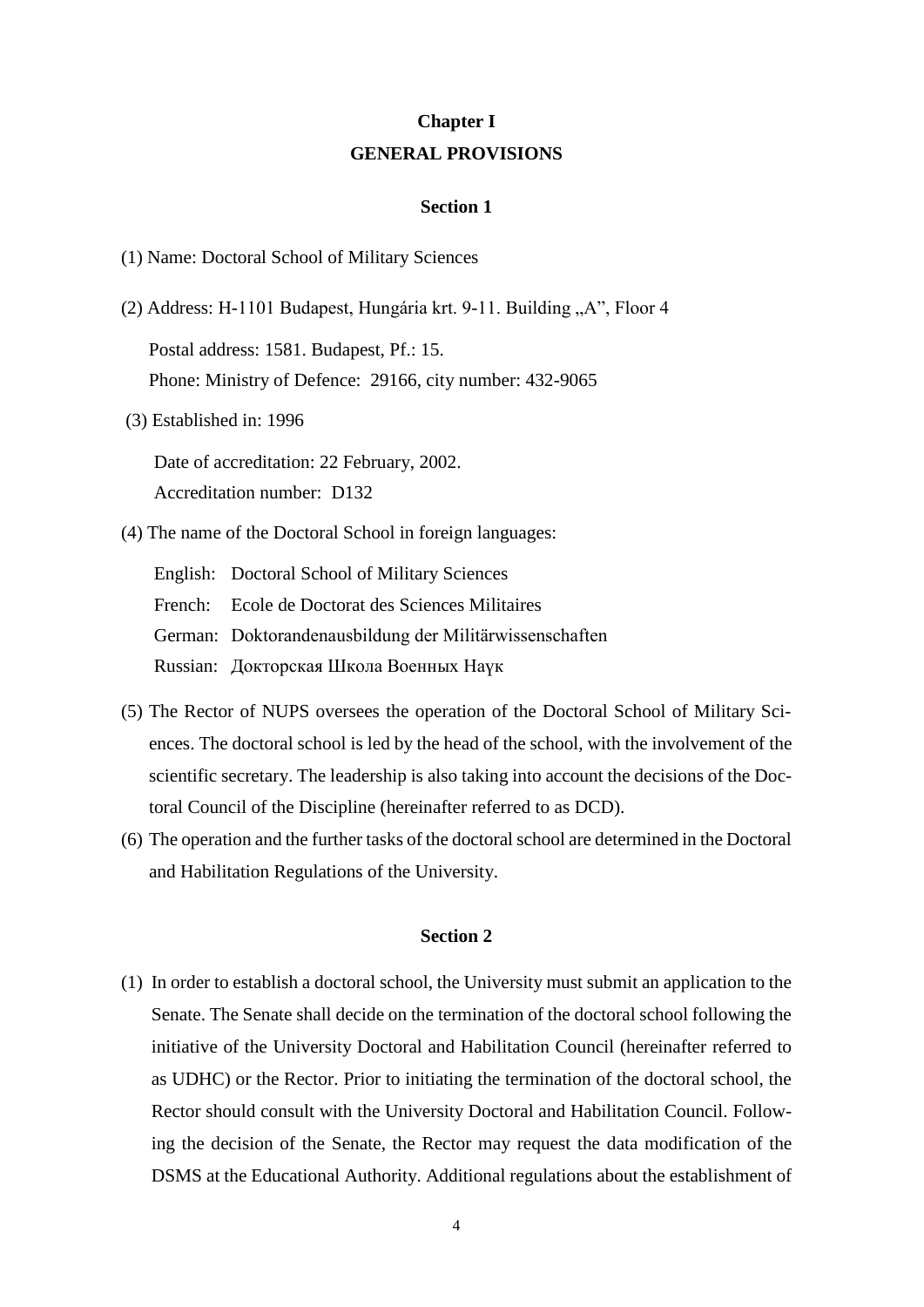# Chapter I

# GENERAL PROVISIONS

## Section 1

(1) Name: Doctoral School of Military Sciences

(2) Address: H-1101 Budapest, Hungária krt. 9-11. Building „A", Floor 4

Postal address: 1581. Budapest, Pf.: 15.
Phone: Ministry of Defence: 29166, city number: 432-9065

(3) Established in: 1996

Date of accreditation: 22 February, 2002.
Accreditation number: D132

(4) The name of the Doctoral School in foreign languages:

English: Doctoral School of Military Sciences
French: Ecole de Doctorat des Sciences Militaires
German: Doktorandenausbildung der Militärwissenschaften
Russian: Докторская Школа Военных Наүк

(5) The Rector of NUPS oversees the operation of the Doctoral School of Military Sciences. The doctoral school is led by the head of the school, with the involvement of the scientific secretary. The leadership is also taking into account the decisions of the Doctoral Council of the Discipline (hereinafter referred to as DCD).

(6) The operation and the further tasks of the doctoral school are determined in the Doctoral and Habilitation Regulations of the University.

## Section 2

(1) In order to establish a doctoral school, the University must submit an application to the Senate. The Senate shall decide on the termination of the doctoral school following the initiative of the University Doctoral and Habilitation Council (hereinafter referred to as UDHC) or the Rector. Prior to initiating the termination of the doctoral school, the Rector should consult with the University Doctoral and Habilitation Council. Following the decision of the Senate, the Rector may request the data modification of the DSMS at the Educational Authority. Additional regulations about the establishment of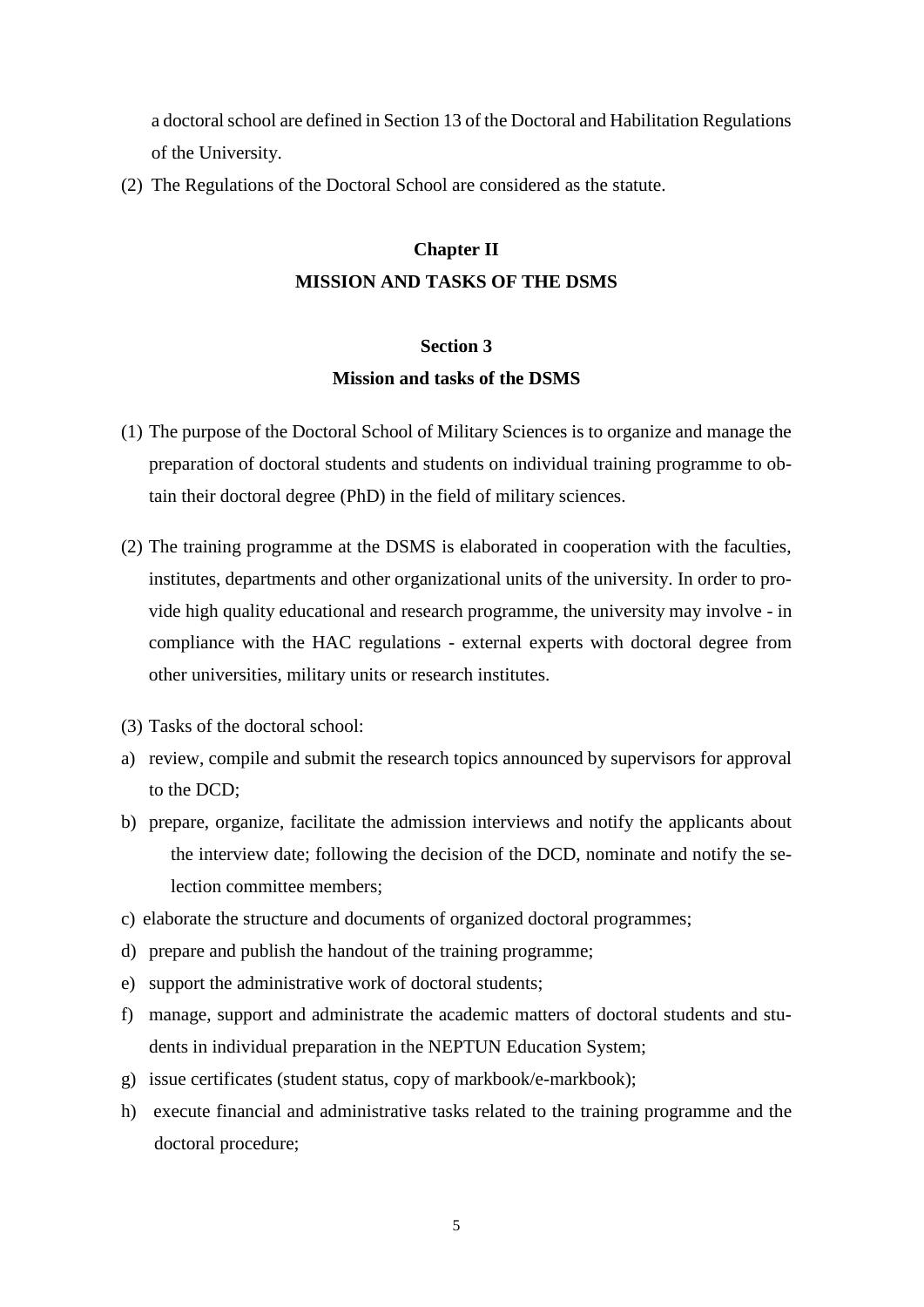a doctoral school are defined in Section 13 of the Doctoral and Habilitation Regulations of the University.

(2) The Regulations of the Doctoral School are considered as the statute.

## Chapter II
## MISSION AND TASKS OF THE DSMS

### Section 3
### Mission and tasks of the DSMS

(1) The purpose of the Doctoral School of Military Sciences is to organize and manage the preparation of doctoral students and students on individual training programme to obtain their doctoral degree (PhD) in the field of military sciences.

(2) The training programme at the DSMS is elaborated in cooperation with the faculties, institutes, departments and other organizational units of the university. In order to provide high quality educational and research programme, the university may involve - in compliance with the HAC regulations - external experts with doctoral degree from other universities, military units or research institutes.

(3) Tasks of the doctoral school:

a) review, compile and submit the research topics announced by supervisors for approval to the DCD;
b) prepare, organize, facilitate the admission interviews and notify the applicants about the interview date; following the decision of the DCD, nominate and notify the selection committee members;
c) elaborate the structure and documents of organized doctoral programmes;
d) prepare and publish the handout of the training programme;
e) support the administrative work of doctoral students;
f) manage, support and administrate the academic matters of doctoral students and students in individual preparation in the NEPTUN Education System;
g) issue certificates (student status, copy of markbook/e-markbook);
h) execute financial and administrative tasks related to the training programme and the doctoral procedure;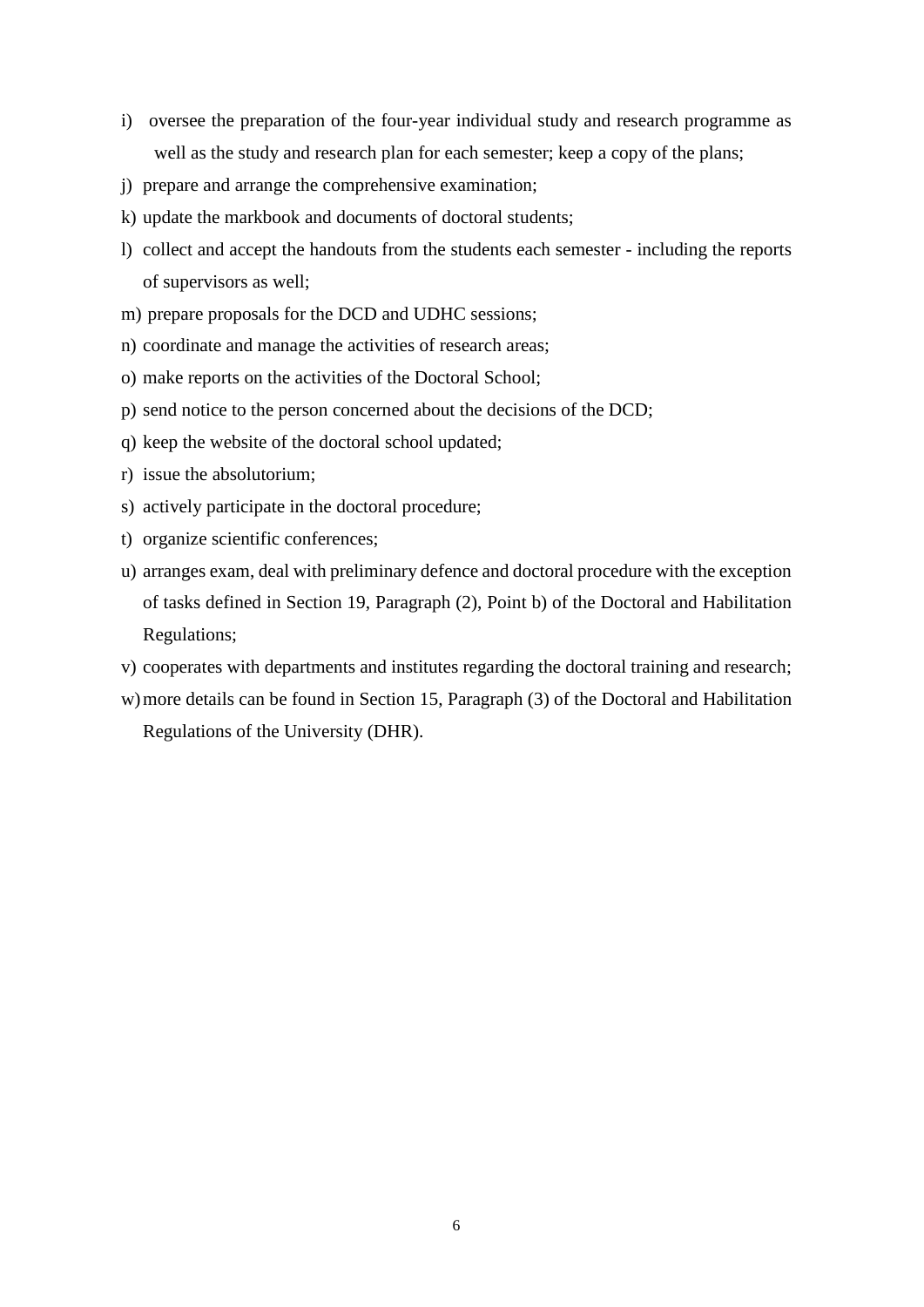i) oversee the preparation of the four-year individual study and research programme as well as the study and research plan for each semester; keep a copy of the plans;
j) prepare and arrange the comprehensive examination;
k) update the markbook and documents of doctoral students;
l) collect and accept the handouts from the students each semester - including the reports of supervisors as well;
m) prepare proposals for the DCD and UDHC sessions;
n) coordinate and manage the activities of research areas;
o) make reports on the activities of the Doctoral School;
p) send notice to the person concerned about the decisions of the DCD;
q) keep the website of the doctoral school updated;
r) issue the absolutorium;
s) actively participate in the doctoral procedure;
t) organize scientific conferences;
u) arranges exam, deal with preliminary defence and doctoral procedure with the exception of tasks defined in Section 19, Paragraph (2), Point b) of the Doctoral and Habilitation Regulations;
v) cooperates with departments and institutes regarding the doctoral training and research;
w) more details can be found in Section 15, Paragraph (3) of the Doctoral and Habilitation Regulations of the University (DHR).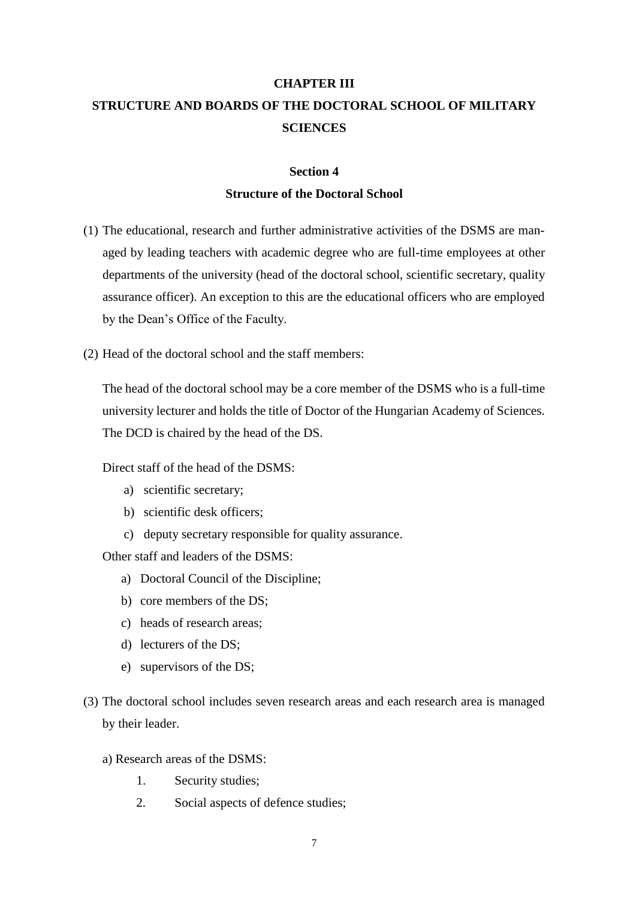# CHAPTER III

# STRUCTURE AND BOARDS OF THE DOCTORAL SCHOOL OF MILITARY SCIENCES

## Section 4

## Structure of the Doctoral School

(1) The educational, research and further administrative activities of the DSMS are managed by leading teachers with academic degree who are full-time employees at other departments of the university (head of the doctoral school, scientific secretary, quality assurance officer). An exception to this are the educational officers who are employed by the Dean's Office of the Faculty.

(2) Head of the doctoral school and the staff members:

The head of the doctoral school may be a core member of the DSMS who is a full-time university lecturer and holds the title of Doctor of the Hungarian Academy of Sciences. The DCD is chaired by the head of the DS.

Direct staff of the head of the DSMS:

a) scientific secretary;
b) scientific desk officers;
c) deputy secretary responsible for quality assurance.

Other staff and leaders of the DSMS:

a) Doctoral Council of the Discipline;
b) core members of the DS;
c) heads of research areas;
d) lecturers of the DS;
e) supervisors of the DS;

(3) The doctoral school includes seven research areas and each research area is managed by their leader.

a) Research areas of the DSMS:

1. Security studies;
2. Social aspects of defence studies;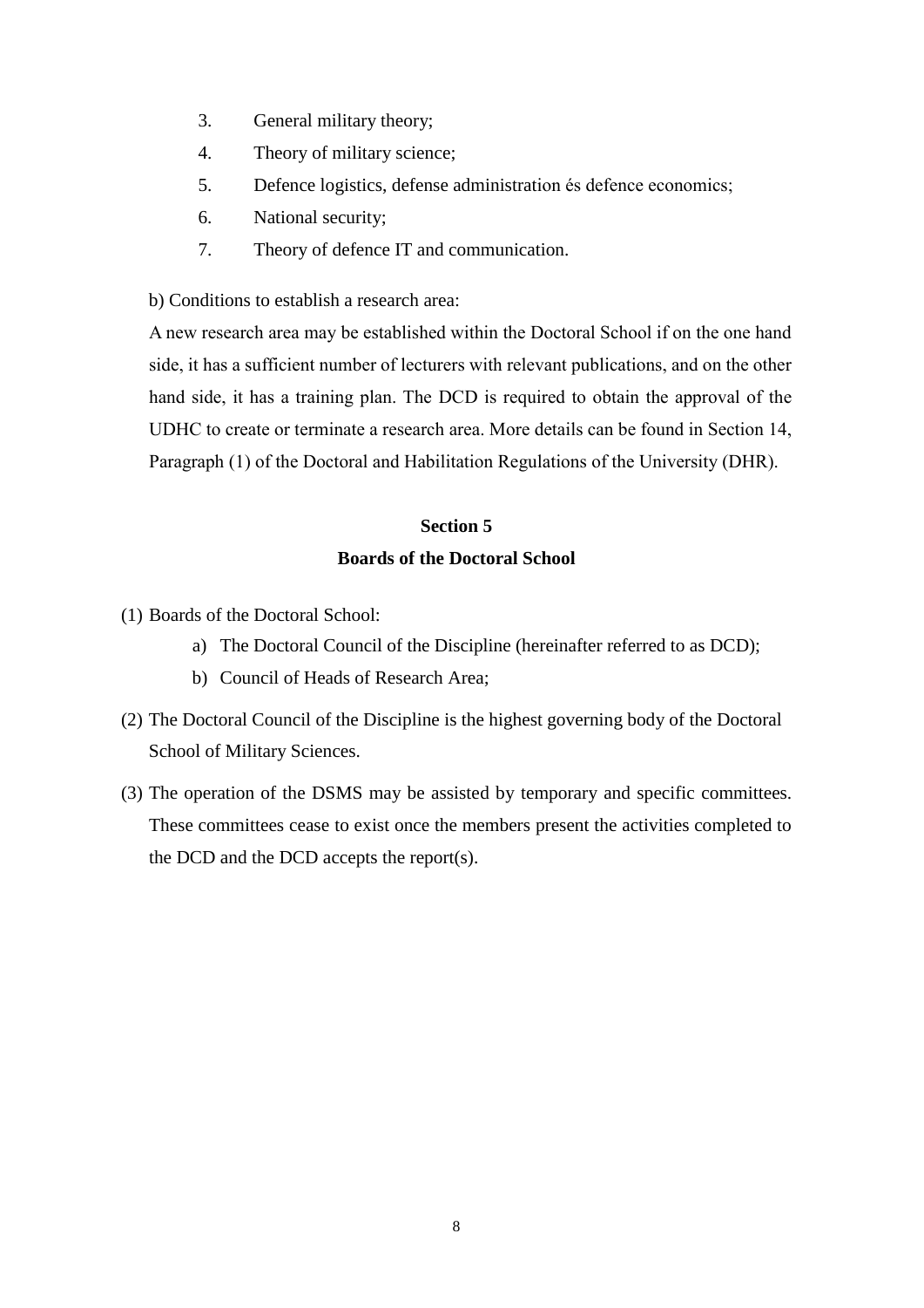3. General military theory;
4. Theory of military science;
5. Defence logistics, defense administration és defence economics;
6. National security;
7. Theory of defence IT and communication.

b) Conditions to establish a research area:

A new research area may be established within the Doctoral School if on the one hand side, it has a sufficient number of lecturers with relevant publications, and on the other hand side, it has a training plan. The DCD is required to obtain the approval of the UDHC to create or terminate a research area. More details can be found in Section 14, Paragraph (1) of the Doctoral and Habilitation Regulations of the University (DHR).

## Section 5
## Boards of the Doctoral School

(1) Boards of the Doctoral School:

   a) The Doctoral Council of the Discipline (hereinafter referred to as DCD);
   b) Council of Heads of Research Area;

(2) The Doctoral Council of the Discipline is the highest governing body of the Doctoral School of Military Sciences.

(3) The operation of the DSMS may be assisted by temporary and specific committees. These committees cease to exist once the members present the activities completed to the DCD and the DCD accepts the report(s).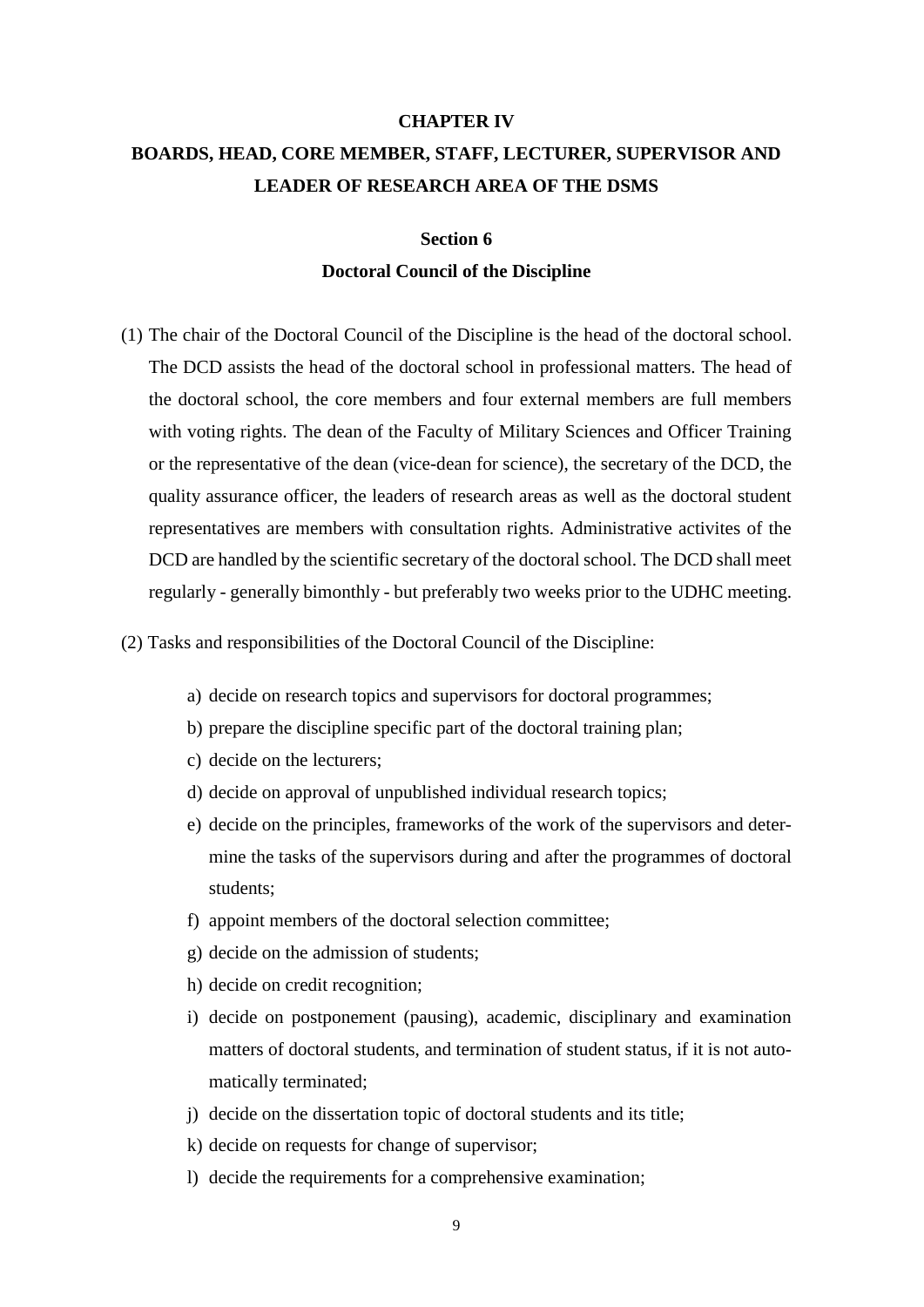# CHAPTER IV

# BOARDS, HEAD, CORE MEMBER, STAFF, LECTURER, SUPERVISOR AND LEADER OF RESEARCH AREA OF THE DSMS

## Section 6

## Doctoral Council of the Discipline

(1) The chair of the Doctoral Council of the Discipline is the head of the doctoral school. The DCD assists the head of the doctoral school in professional matters. The head of the doctoral school, the core members and four external members are full members with voting rights. The dean of the Faculty of Military Sciences and Officer Training or the representative of the dean (vice-dean for science), the secretary of the DCD, the quality assurance officer, the leaders of research areas as well as the doctoral student representatives are members with consultation rights. Administrative activites of the DCD are handled by the scientific secretary of the doctoral school. The DCD shall meet regularly - generally bimonthly - but preferably two weeks prior to the UDHC meeting.

(2) Tasks and responsibilities of the Doctoral Council of the Discipline:

a) decide on research topics and supervisors for doctoral programmes;
b) prepare the discipline specific part of the doctoral training plan;
c) decide on the lecturers;
d) decide on approval of unpublished individual research topics;
e) decide on the principles, frameworks of the work of the supervisors and determine the tasks of the supervisors during and after the programmes of doctoral students;
f) appoint members of the doctoral selection committee;
g) decide on the admission of students;
h) decide on credit recognition;
i) decide on postponement (pausing), academic, disciplinary and examination matters of doctoral students, and termination of student status, if it is not automatically terminated;
j) decide on the dissertation topic of doctoral students and its title;
k) decide on requests for change of supervisor;
l) decide the requirements for a comprehensive examination;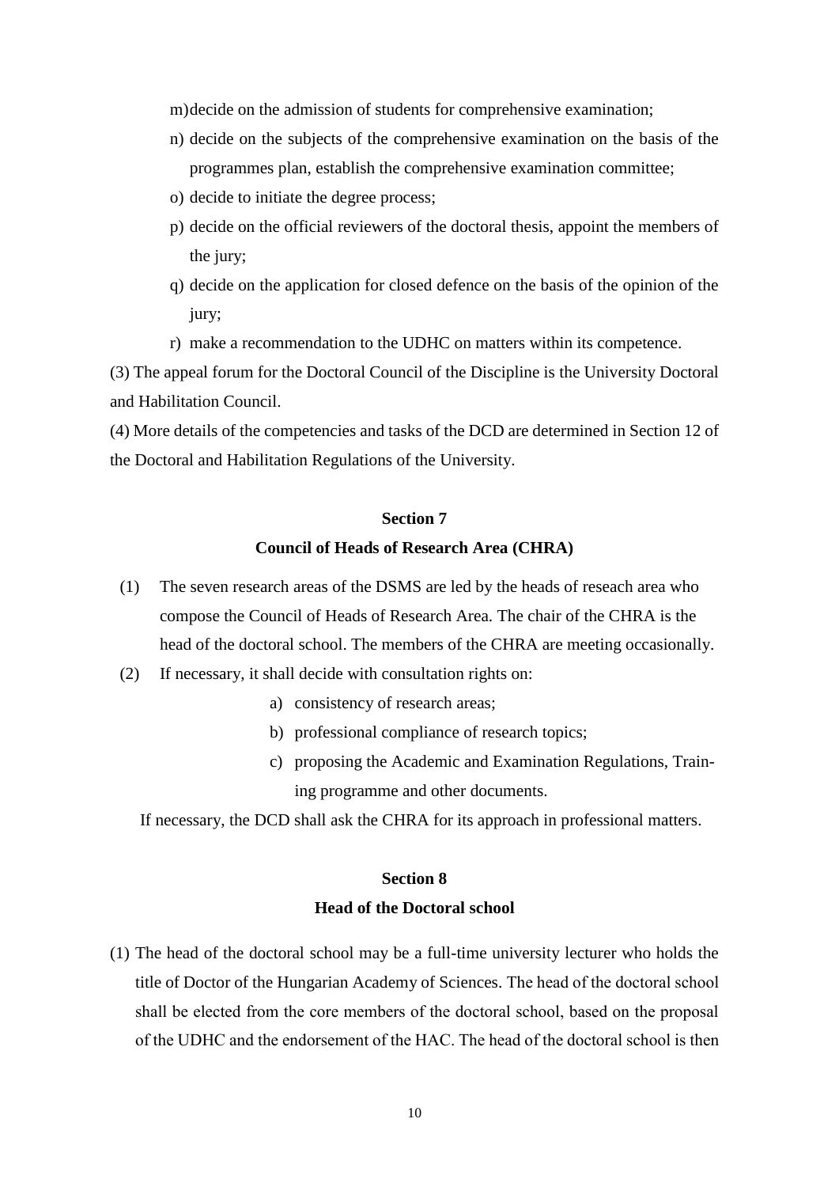m) decide on the admission of students for comprehensive examination;

n) decide on the subjects of the comprehensive examination on the basis of the programmes plan, establish the comprehensive examination committee;

o) decide to initiate the degree process;

p) decide on the official reviewers of the doctoral thesis, appoint the members of the jury;

q) decide on the application for closed defence on the basis of the opinion of the jury;

r) make a recommendation to the UDHC on matters within its competence.

(3) The appeal forum for the Doctoral Council of the Discipline is the University Doctoral and Habilitation Council.

(4) More details of the competencies and tasks of the DCD are determined in Section 12 of the Doctoral and Habilitation Regulations of the University.

## Section 7

## Council of Heads of Research Area (CHRA)

(1) The seven research areas of the DSMS are led by the heads of reseach area who compose the Council of Heads of Research Area. The chair of the CHRA is the head of the doctoral school. The members of the CHRA are meeting occasionally.

(2) If necessary, it shall decide with consultation rights on:

a) consistency of research areas;

b) professional compliance of research topics;

c) proposing the Academic and Examination Regulations, Training programme and other documents.

If necessary, the DCD shall ask the CHRA for its approach in professional matters.

## Section 8

## Head of the Doctoral school

(1) The head of the doctoral school may be a full-time university lecturer who holds the title of Doctor of the Hungarian Academy of Sciences. The head of the doctoral school shall be elected from the core members of the doctoral school, based on the proposal of the UDHC and the endorsement of the HAC. The head of the doctoral school is then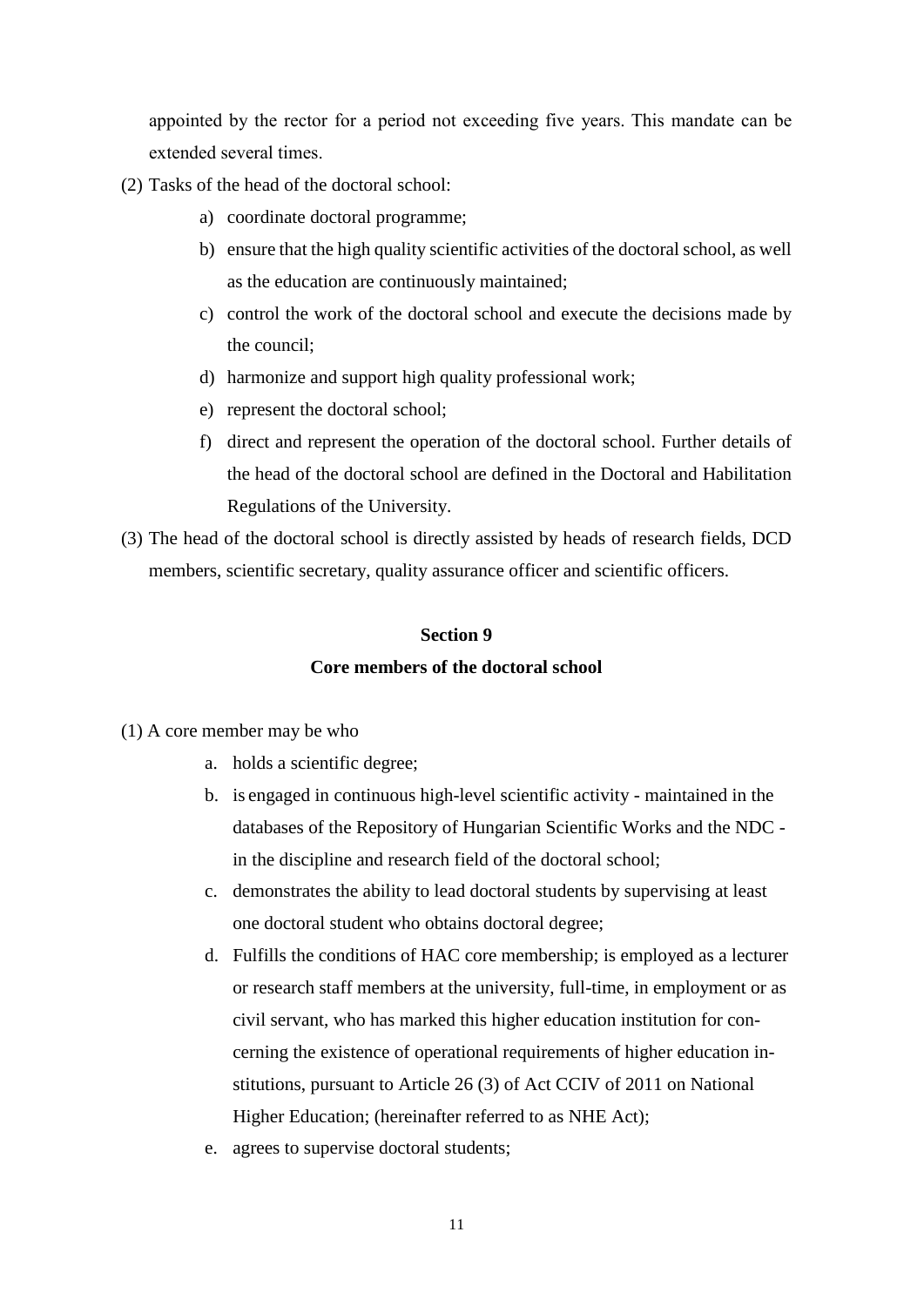appointed by the rector for a period not exceeding five years. This mandate can be extended several times.

(2) Tasks of the head of the doctoral school:

a) coordinate doctoral programme;
b) ensure that the high quality scientific activities of the doctoral school, as well as the education are continuously maintained;
c) control the work of the doctoral school and execute the decisions made by the council;
d) harmonize and support high quality professional work;
e) represent the doctoral school;
f) direct and represent the operation of the doctoral school. Further details of the head of the doctoral school are defined in the Doctoral and Habilitation Regulations of the University.

(3) The head of the doctoral school is directly assisted by heads of research fields, DCD members, scientific secretary, quality assurance officer and scientific officers.

## Section 9

## Core members of the doctoral school

(1) A core member may be who

a. holds a scientific degree;
b. is engaged in continuous high-level scientific activity - maintained in the databases of the Repository of Hungarian Scientific Works and the NDC - in the discipline and research field of the doctoral school;
c. demonstrates the ability to lead doctoral students by supervising at least one doctoral student who obtains doctoral degree;
d. Fulfills the conditions of HAC core membership; is employed as a lecturer or research staff members at the university, full-time, in employment or as civil servant, who has marked this higher education institution for concerning the existence of operational requirements of higher education institutions, pursuant to Article 26 (3) of Act CCIV of 2011 on National Higher Education; (hereinafter referred to as NHE Act);
e. agrees to supervise doctoral students;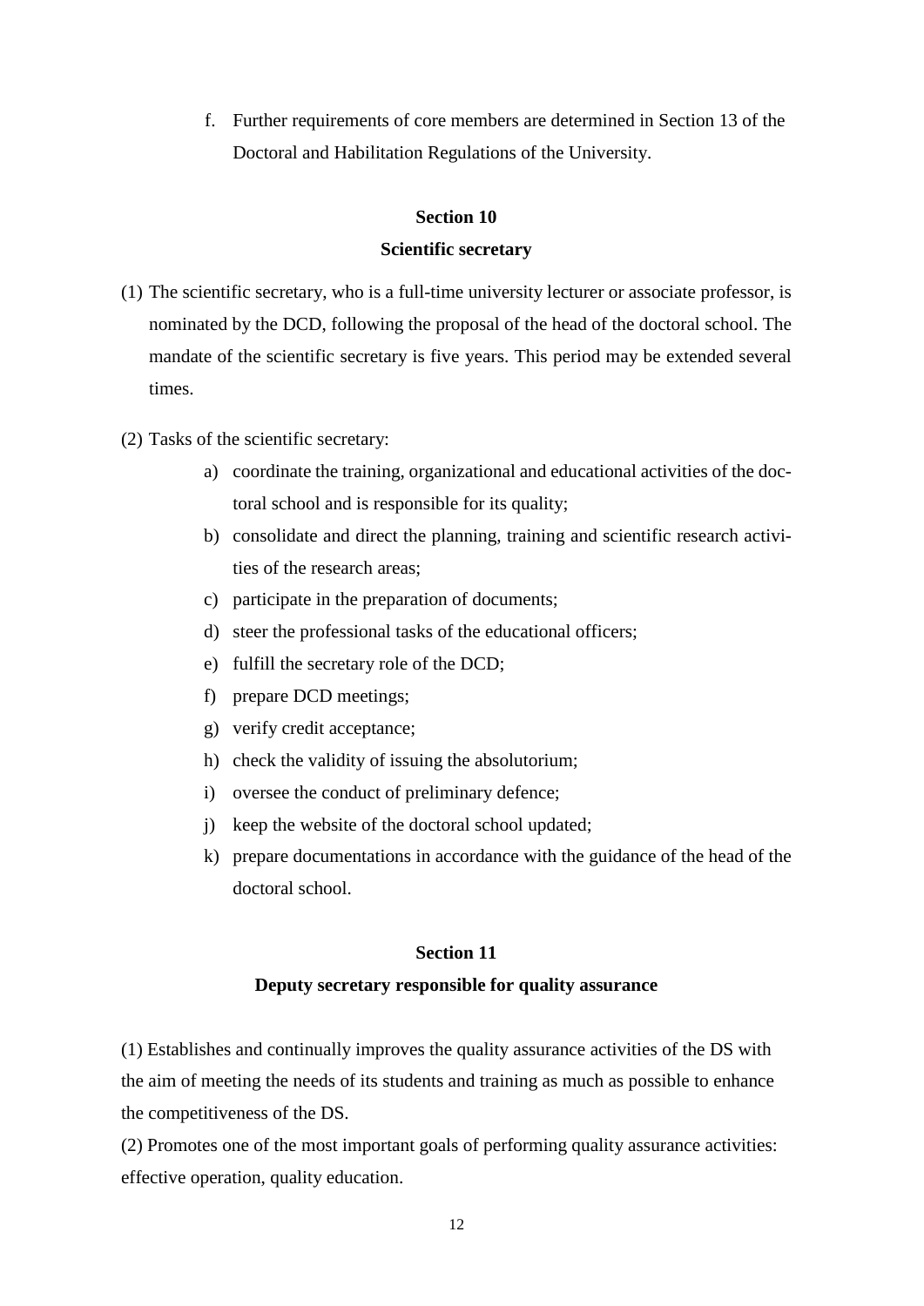f. Further requirements of core members are determined in Section 13 of the Doctoral and Habilitation Regulations of the University.

## Section 10

## Scientific secretary

(1) The scientific secretary, who is a full-time university lecturer or associate professor, is nominated by the DCD, following the proposal of the head of the doctoral school. The mandate of the scientific secretary is five years. This period may be extended several times.

(2) Tasks of the scientific secretary:

a) coordinate the training, organizational and educational activities of the doctoral school and is responsible for its quality;
b) consolidate and direct the planning, training and scientific research activities of the research areas;
c) participate in the preparation of documents;
d) steer the professional tasks of the educational officers;
e) fulfill the secretary role of the DCD;
f) prepare DCD meetings;
g) verify credit acceptance;
h) check the validity of issuing the absolutorium;
i) oversee the conduct of preliminary defence;
j) keep the website of the doctoral school updated;
k) prepare documentations in accordance with the guidance of the head of the doctoral school.

## Section 11

## Deputy secretary responsible for quality assurance

(1) Establishes and continually improves the quality assurance activities of the DS with the aim of meeting the needs of its students and training as much as possible to enhance the competitiveness of the DS.
(2) Promotes one of the most important goals of performing quality assurance activities: effective operation, quality education.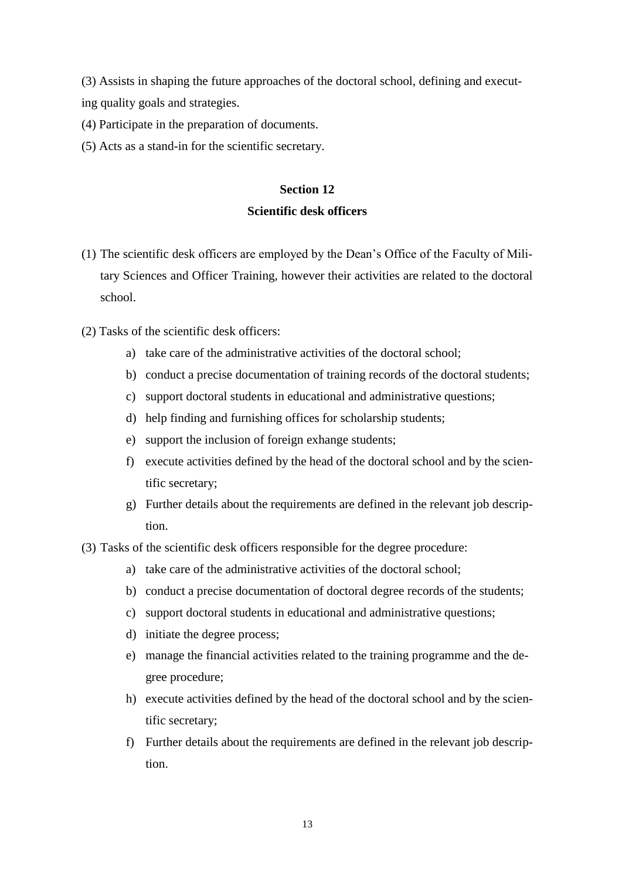(3) Assists in shaping the future approaches of the doctoral school, defining and executing quality goals and strategies.

(4) Participate in the preparation of documents.

(5) Acts as a stand-in for the scientific secretary.

## Section 12
## Scientific desk officers

(1) The scientific desk officers are employed by the Dean's Office of the Faculty of Military Sciences and Officer Training, however their activities are related to the doctoral school.

(2) Tasks of the scientific desk officers:

a) take care of the administrative activities of the doctoral school;

b) conduct a precise documentation of training records of the doctoral students;

c) support doctoral students in educational and administrative questions;

d) help finding and furnishing offices for scholarship students;

e) support the inclusion of foreign exhange students;

f) execute activities defined by the head of the doctoral school and by the scientific secretary;

g) Further details about the requirements are defined in the relevant job description.

(3) Tasks of the scientific desk officers responsible for the degree procedure:

a) take care of the administrative activities of the doctoral school;

b) conduct a precise documentation of doctoral degree records of the students;

c) support doctoral students in educational and administrative questions;

d) initiate the degree process;

e) manage the financial activities related to the training programme and the degree procedure;

h) execute activities defined by the head of the doctoral school and by the scientific secretary;

f) Further details about the requirements are defined in the relevant job description.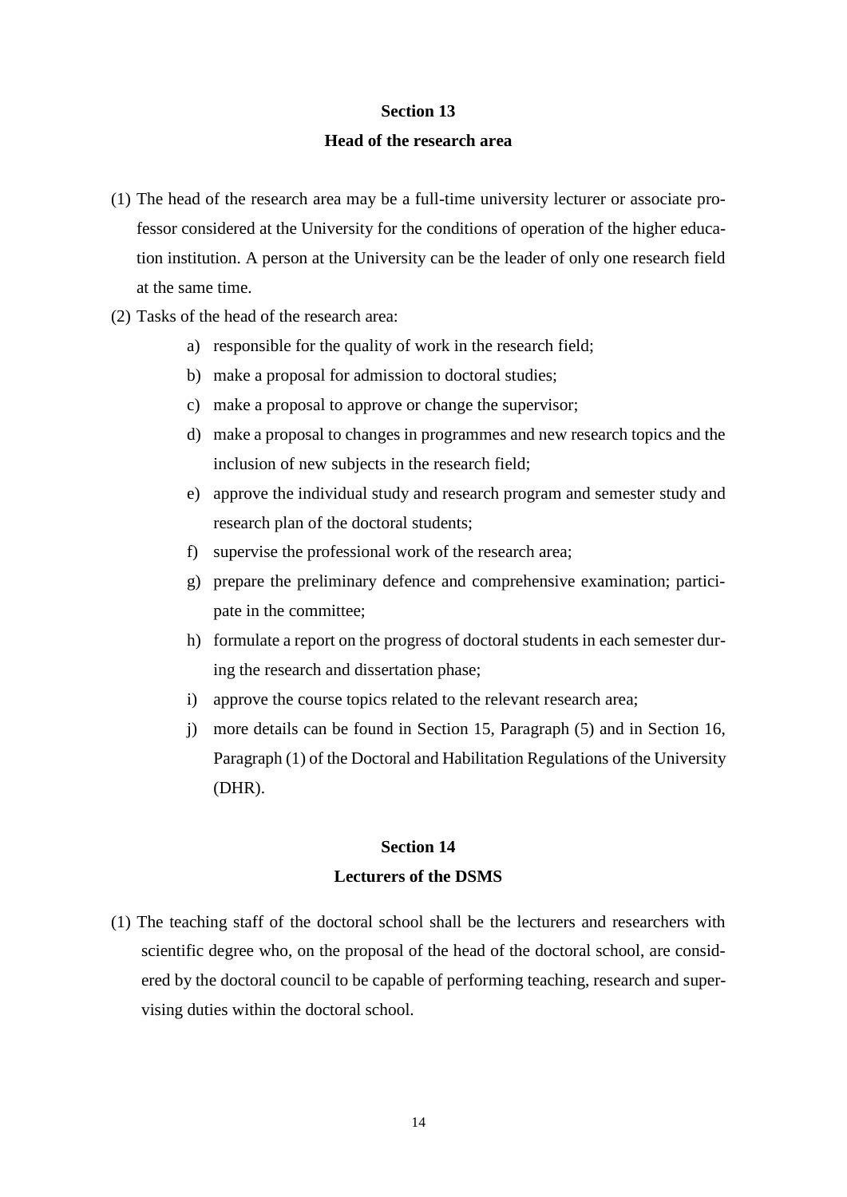## Section 13

## Head of the research area

(1) The head of the research area may be a full-time university lecturer or associate professor considered at the University for the conditions of operation of the higher education institution. A person at the University can be the leader of only one research field at the same time.

(2) Tasks of the head of the research area:

a) responsible for the quality of work in the research field;
b) make a proposal for admission to doctoral studies;
c) make a proposal to approve or change the supervisor;
d) make a proposal to changes in programmes and new research topics and the inclusion of new subjects in the research field;
e) approve the individual study and research program and semester study and research plan of the doctoral students;
f) supervise the professional work of the research area;
g) prepare the preliminary defence and comprehensive examination; participate in the committee;
h) formulate a report on the progress of doctoral students in each semester during the research and dissertation phase;
i) approve the course topics related to the relevant research area;
j) more details can be found in Section 15, Paragraph (5) and in Section 16, Paragraph (1) of the Doctoral and Habilitation Regulations of the University (DHR).

## Section 14

## Lecturers of the DSMS

(1) The teaching staff of the doctoral school shall be the lecturers and researchers with scientific degree who, on the proposal of the head of the doctoral school, are considered by the doctoral council to be capable of performing teaching, research and supervising duties within the doctoral school.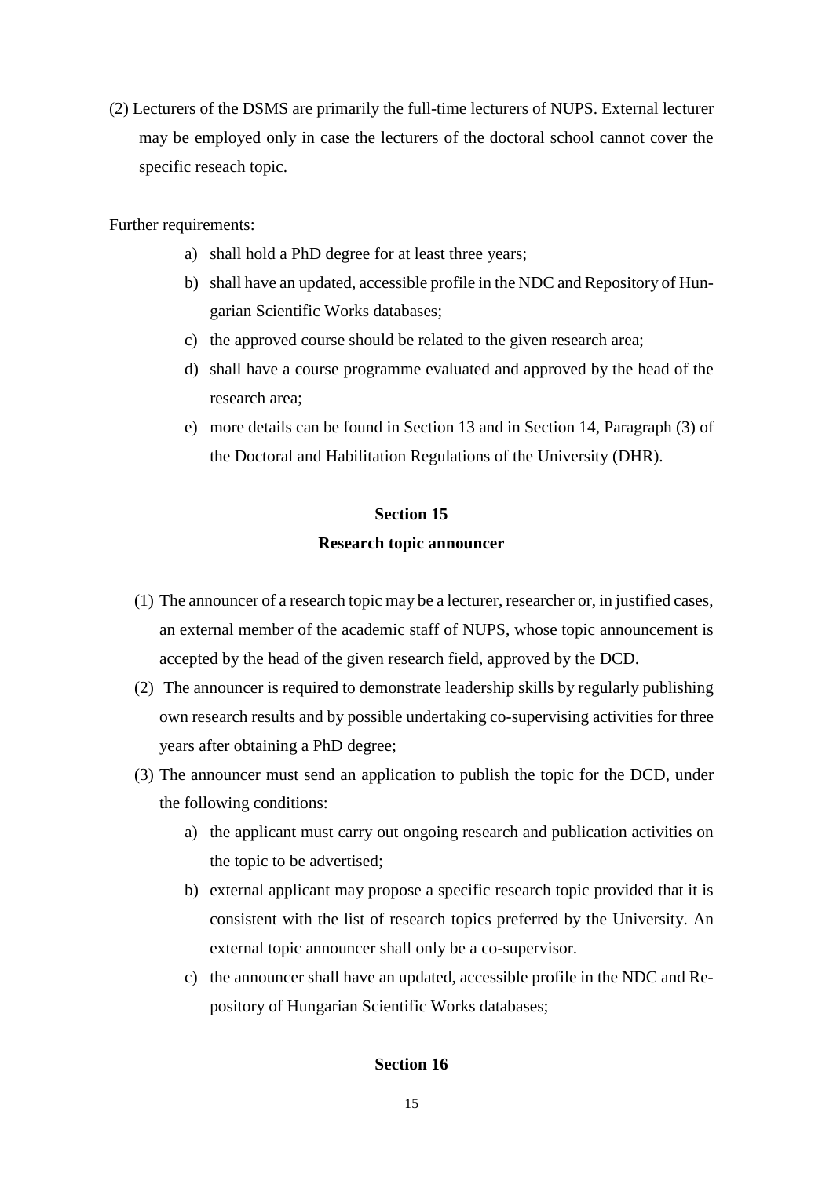(2) Lecturers of the DSMS are primarily the full-time lecturers of NUPS. External lecturer may be employed only in case the lecturers of the doctoral school cannot cover the specific reseach topic.

Further requirements:

- a) shall hold a PhD degree for at least three years;
- b) shall have an updated, accessible profile in the NDC and Repository of Hungarian Scientific Works databases;
- c) the approved course should be related to the given research area;
- d) shall have a course programme evaluated and approved by the head of the research area;
- e) more details can be found in Section 13 and in Section 14, Paragraph (3) of the Doctoral and Habilitation Regulations of the University (DHR).

## Section 15

## Research topic announcer

(1) The announcer of a research topic may be a lecturer, researcher or, in justified cases, an external member of the academic staff of NUPS, whose topic announcement is accepted by the head of the given research field, approved by the DCD.

(2) The announcer is required to demonstrate leadership skills by regularly publishing own research results and by possible undertaking co-supervising activities for three years after obtaining a PhD degree;

(3) The announcer must send an application to publish the topic for the DCD, under the following conditions:

- a) the applicant must carry out ongoing research and publication activities on the topic to be advertised;
- b) external applicant may propose a specific research topic provided that it is consistent with the list of research topics preferred by the University. An external topic announcer shall only be a co-supervisor.
- c) the announcer shall have an updated, accessible profile in the NDC and Repository of Hungarian Scientific Works databases;

## Section 16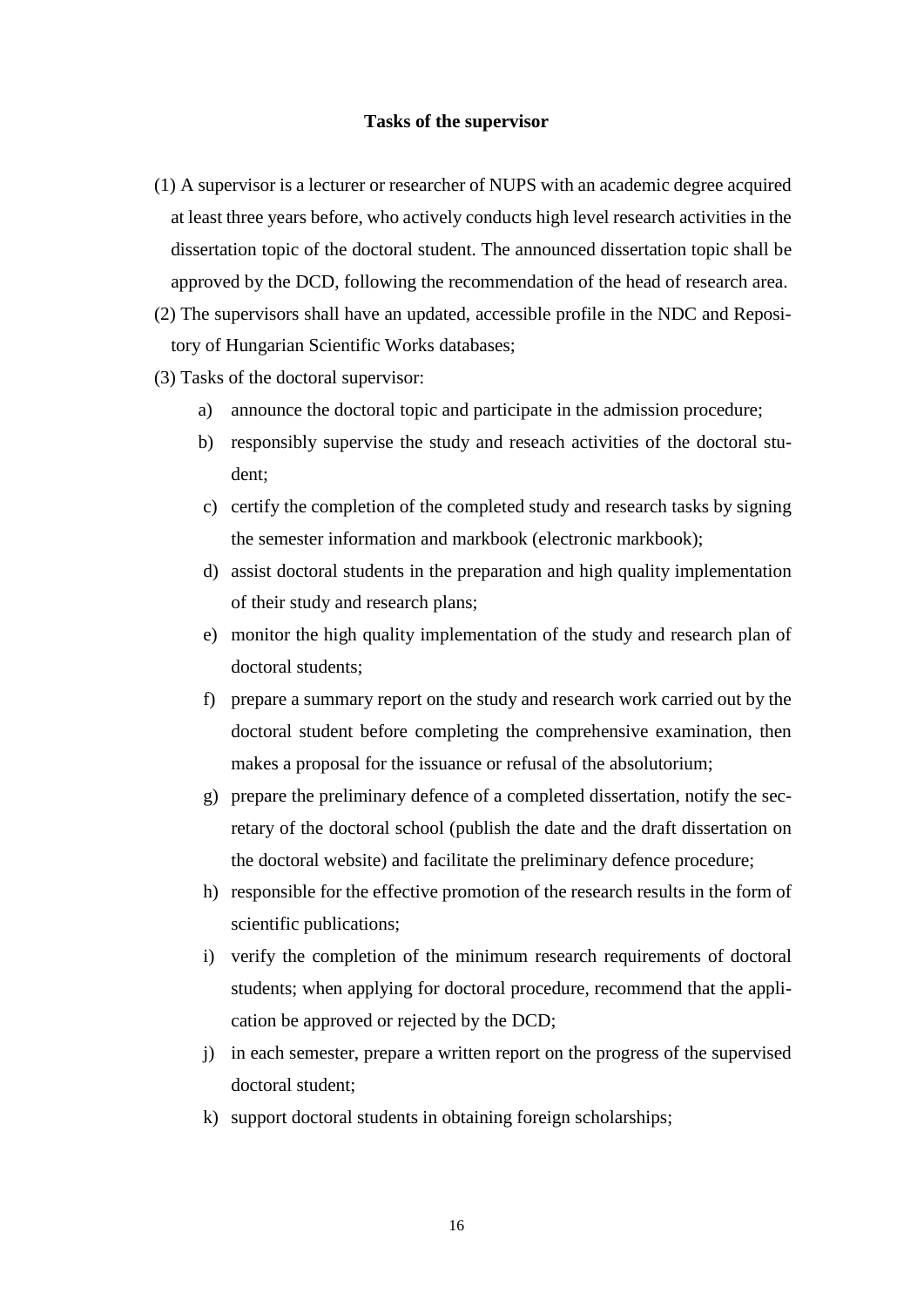### Tasks of the supervisor

(1) A supervisor is a lecturer or researcher of NUPS with an academic degree acquired at least three years before, who actively conducts high level research activities in the dissertation topic of the doctoral student. The announced dissertation topic shall be approved by the DCD, following the recommendation of the head of research area.

(2) The supervisors shall have an updated, accessible profile in the NDC and Repository of Hungarian Scientific Works databases;

(3) Tasks of the doctoral supervisor:

a) announce the doctoral topic and participate in the admission procedure;

b) responsibly supervise the study and reseach activities of the doctoral student;

c) certify the completion of the completed study and research tasks by signing the semester information and markbook (electronic markbook);

d) assist doctoral students in the preparation and high quality implementation of their study and research plans;

e) monitor the high quality implementation of the study and research plan of doctoral students;

f) prepare a summary report on the study and research work carried out by the doctoral student before completing the comprehensive examination, then makes a proposal for the issuance or refusal of the absolutorium;

g) prepare the preliminary defence of a completed dissertation, notify the secretary of the doctoral school (publish the date and the draft dissertation on the doctoral website) and facilitate the preliminary defence procedure;

h) responsible for the effective promotion of the research results in the form of scientific publications;

i) verify the completion of the minimum research requirements of doctoral students; when applying for doctoral procedure, recommend that the application be approved or rejected by the DCD;

j) in each semester, prepare a written report on the progress of the supervised doctoral student;

k) support doctoral students in obtaining foreign scholarships;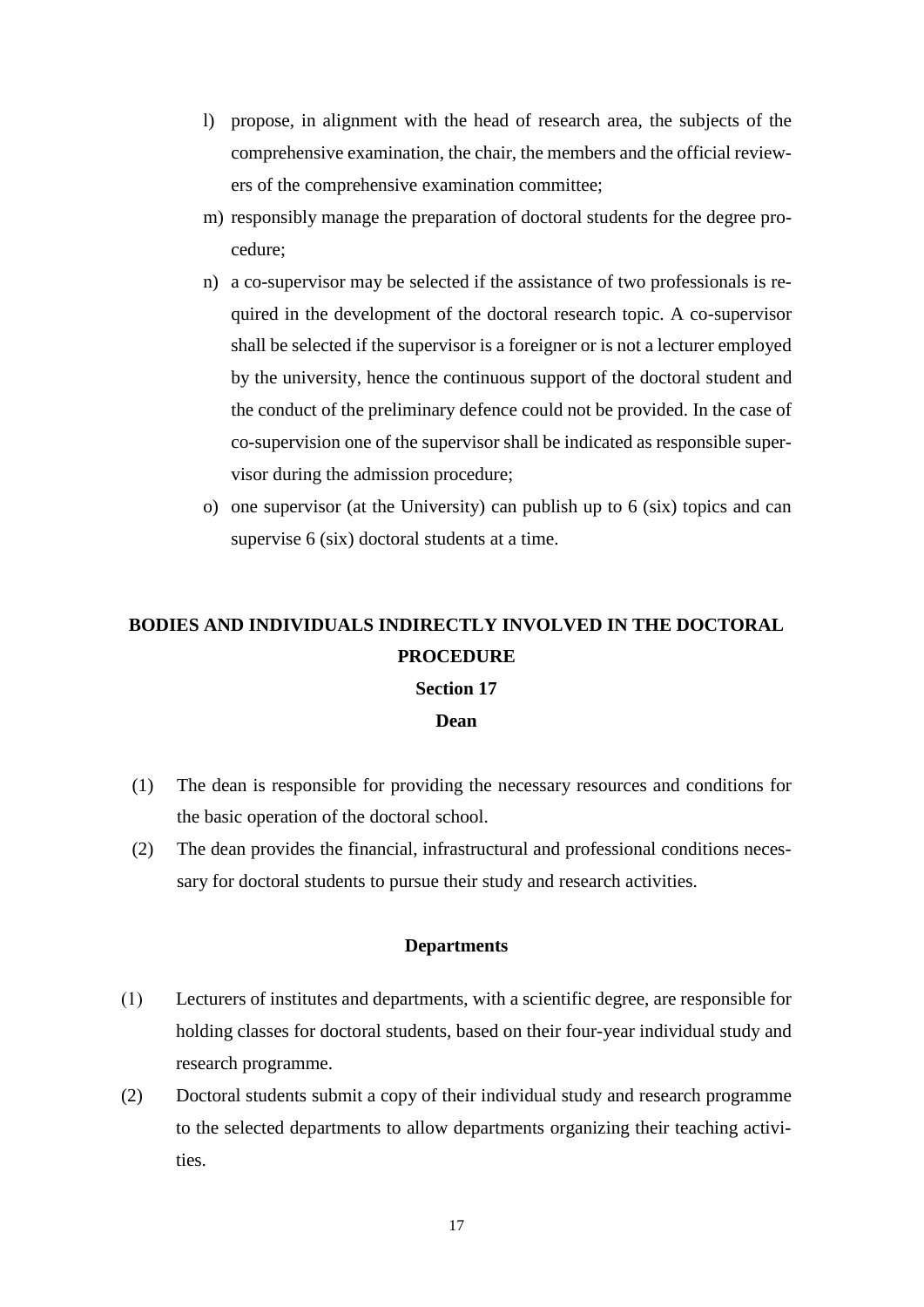l) propose, in alignment with the head of research area, the subjects of the comprehensive examination, the chair, the members and the official reviewers of the comprehensive examination committee;
m) responsibly manage the preparation of doctoral students for the degree procedure;
n) a co-supervisor may be selected if the assistance of two professionals is required in the development of the doctoral research topic. A co-supervisor shall be selected if the supervisor is a foreigner or is not a lecturer employed by the university, hence the continuous support of the doctoral student and the conduct of the preliminary defence could not be provided. In the case of co-supervision one of the supervisor shall be indicated as responsible supervisor during the admission procedure;
o) one supervisor (at the University) can publish up to 6 (six) topics and can supervise 6 (six) doctoral students at a time.

## BODIES AND INDIVIDUALS INDIRECTLY INVOLVED IN THE DOCTORAL PROCEDURE

### Section 17

### Dean

(1) The dean is responsible for providing the necessary resources and conditions for the basic operation of the doctoral school.

(2) The dean provides the financial, infrastructural and professional conditions necessary for doctoral students to pursue their study and research activities.

### Departments

(1) Lecturers of institutes and departments, with a scientific degree, are responsible for holding classes for doctoral students, based on their four-year individual study and research programme.

(2) Doctoral students submit a copy of their individual study and research programme to the selected departments to allow departments organizing their teaching activities.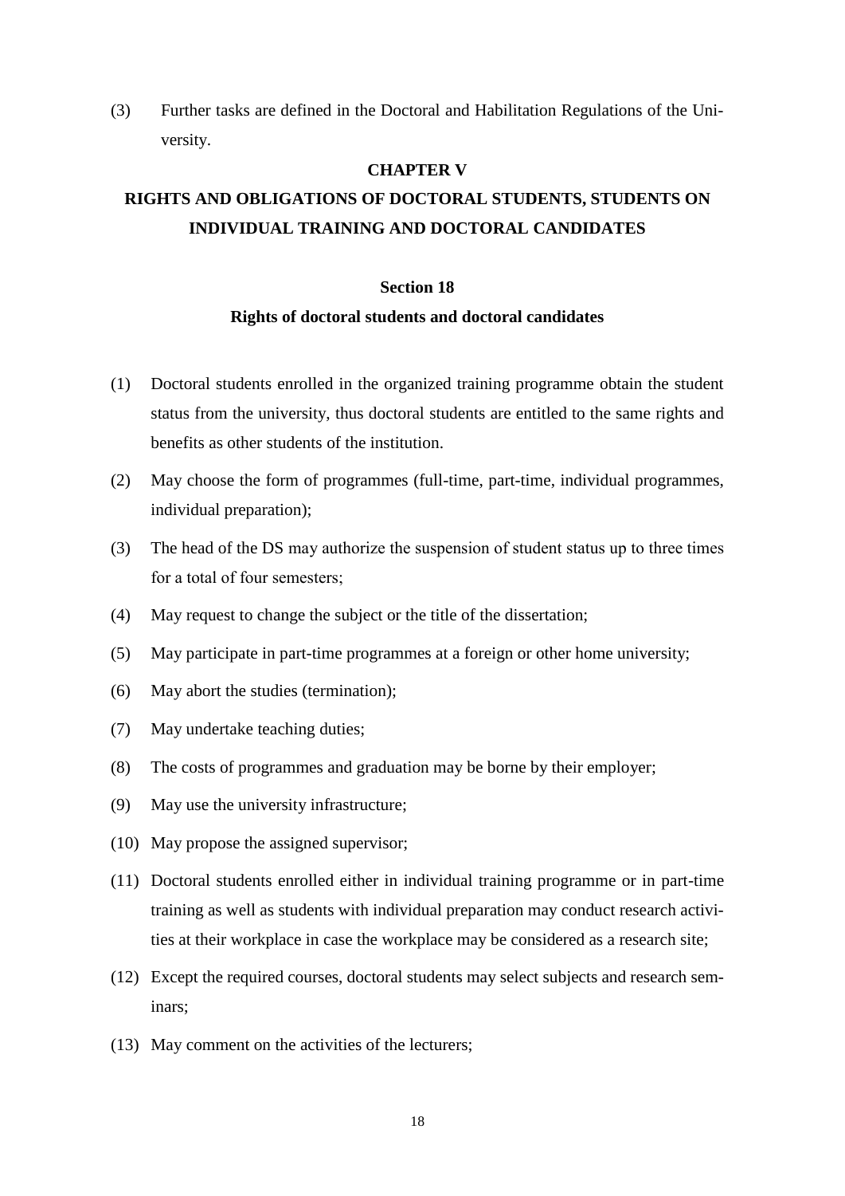(3) Further tasks are defined in the Doctoral and Habilitation Regulations of the University.

## CHAPTER V

## RIGHTS AND OBLIGATIONS OF DOCTORAL STUDENTS, STUDENTS ON INDIVIDUAL TRAINING AND DOCTORAL CANDIDATES

### Section 18

### Rights of doctoral students and doctoral candidates

(1) Doctoral students enrolled in the organized training programme obtain the student status from the university, thus doctoral students are entitled to the same rights and benefits as other students of the institution.

(2) May choose the form of programmes (full-time, part-time, individual programmes, individual preparation);

(3) The head of the DS may authorize the suspension of student status up to three times for a total of four semesters;

(4) May request to change the subject or the title of the dissertation;

(5) May participate in part-time programmes at a foreign or other home university;

(6) May abort the studies (termination);

(7) May undertake teaching duties;

(8) The costs of programmes and graduation may be borne by their employer;

(9) May use the university infrastructure;

(10) May propose the assigned supervisor;

(11) Doctoral students enrolled either in individual training programme or in part-time training as well as students with individual preparation may conduct research activities at their workplace in case the workplace may be considered as a research site;

(12) Except the required courses, doctoral students may select subjects and research seminars;

(13) May comment on the activities of the lecturers;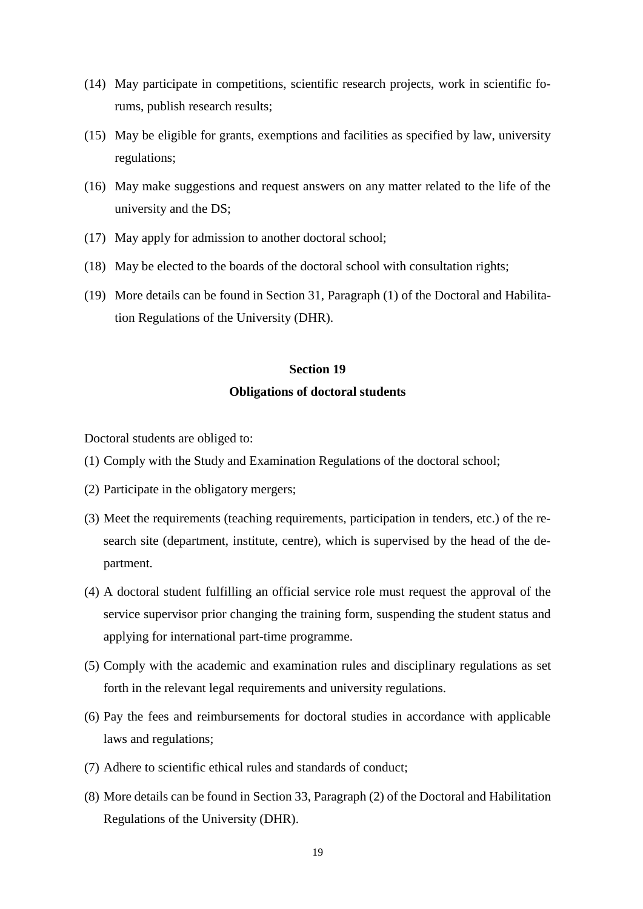(14) May participate in competitions, scientific research projects, work in scientific forums, publish research results;

(15) May be eligible for grants, exemptions and facilities as specified by law, university regulations;

(16) May make suggestions and request answers on any matter related to the life of the university and the DS;

(17) May apply for admission to another doctoral school;

(18) May be elected to the boards of the doctoral school with consultation rights;

(19) More details can be found in Section 31, Paragraph (1) of the Doctoral and Habilitation Regulations of the University (DHR).

## Section 19
## Obligations of doctoral students

Doctoral students are obliged to:

(1) Comply with the Study and Examination Regulations of the doctoral school;

(2) Participate in the obligatory mergers;

(3) Meet the requirements (teaching requirements, participation in tenders, etc.) of the research site (department, institute, centre), which is supervised by the head of the department.

(4) A doctoral student fulfilling an official service role must request the approval of the service supervisor prior changing the training form, suspending the student status and applying for international part-time programme.

(5) Comply with the academic and examination rules and disciplinary regulations as set forth in the relevant legal requirements and university regulations.

(6) Pay the fees and reimbursements for doctoral studies in accordance with applicable laws and regulations;

(7) Adhere to scientific ethical rules and standards of conduct;

(8) More details can be found in Section 33, Paragraph (2) of the Doctoral and Habilitation Regulations of the University (DHR).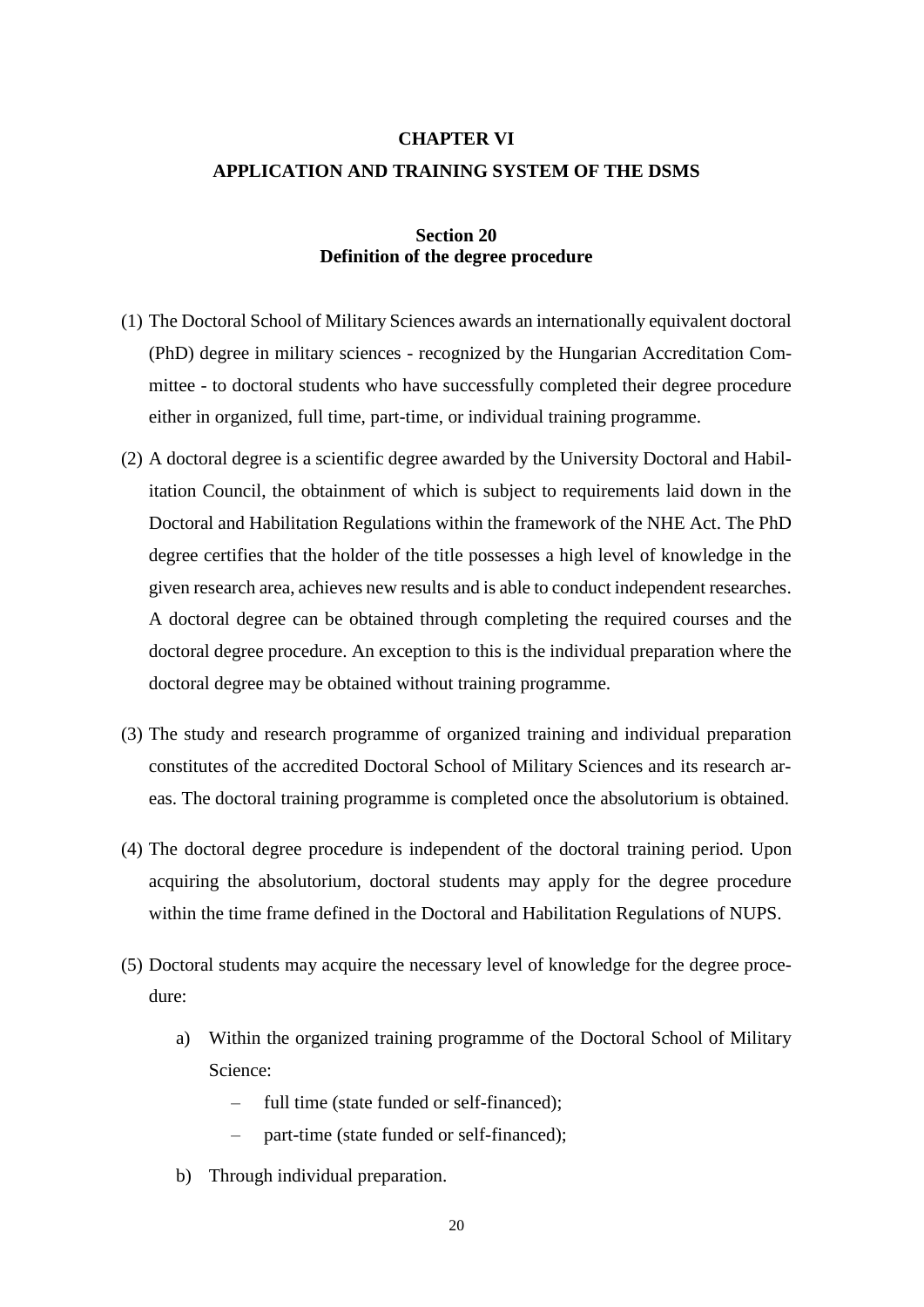# CHAPTER VI

# APPLICATION AND TRAINING SYSTEM OF THE DSMS

## Section 20
## Definition of the degree procedure

(1) The Doctoral School of Military Sciences awards an internationally equivalent doctoral (PhD) degree in military sciences - recognized by the Hungarian Accreditation Committee - to doctoral students who have successfully completed their degree procedure either in organized, full time, part-time, or individual training programme.

(2) A doctoral degree is a scientific degree awarded by the University Doctoral and Habilitation Council, the obtainment of which is subject to requirements laid down in the Doctoral and Habilitation Regulations within the framework of the NHE Act. The PhD degree certifies that the holder of the title possesses a high level of knowledge in the given research area, achieves new results and is able to conduct independent researches. A doctoral degree can be obtained through completing the required courses and the doctoral degree procedure. An exception to this is the individual preparation where the doctoral degree may be obtained without training programme.

(3) The study and research programme of organized training and individual preparation constitutes of the accredited Doctoral School of Military Sciences and its research areas. The doctoral training programme is completed once the absolutorium is obtained.

(4) The doctoral degree procedure is independent of the doctoral training period. Upon acquiring the absolutorium, doctoral students may apply for the degree procedure within the time frame defined in the Doctoral and Habilitation Regulations of NUPS.

(5) Doctoral students may acquire the necessary level of knowledge for the degree procedure:

   a) Within the organized training programme of the Doctoral School of Military Science:
      - full time (state funded or self-financed);
      - part-time (state funded or self-financed);

   b) Through individual preparation.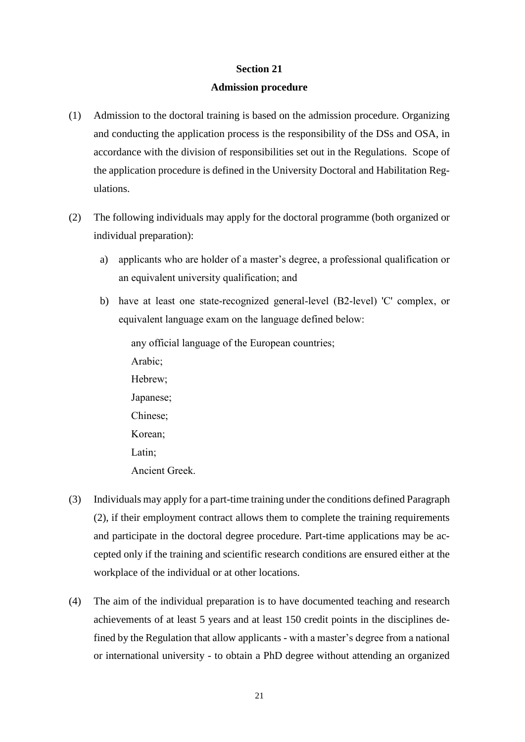## Section 21

## Admission procedure

(1) Admission to the doctoral training is based on the admission procedure. Organizing and conducting the application process is the responsibility of the DSs and OSA, in accordance with the division of responsibilities set out in the Regulations. Scope of the application procedure is defined in the University Doctoral and Habilitation Regulations.

(2) The following individuals may apply for the doctoral programme (both organized or individual preparation):

   a) applicants who are holder of a master's degree, a professional qualification or an equivalent university qualification; and

   b) have at least one state-recognized general-level (B2-level) 'C' complex, or equivalent language exam on the language defined below:

      any official language of the European countries;
      Arabic;
      Hebrew;
      Japanese;
      Chinese;
      Korean;
      Latin;
      Ancient Greek.

(3) Individuals may apply for a part-time training under the conditions defined Paragraph (2), if their employment contract allows them to complete the training requirements and participate in the doctoral degree procedure. Part-time applications may be accepted only if the training and scientific research conditions are ensured either at the workplace of the individual or at other locations.

(4) The aim of the individual preparation is to have documented teaching and research achievements of at least 5 years and at least 150 credit points in the disciplines defined by the Regulation that allow applicants - with a master's degree from a national or international university - to obtain a PhD degree without attending an organized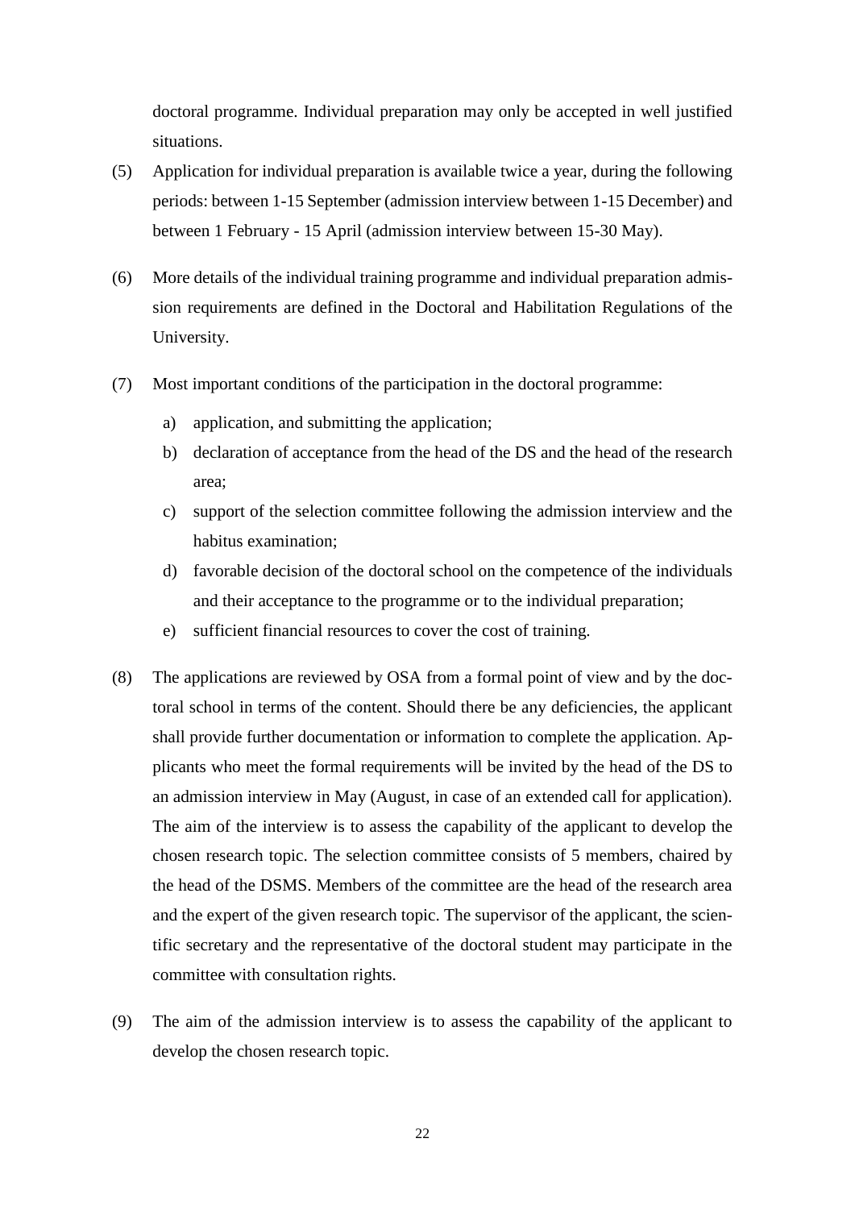doctoral programme. Individual preparation may only be accepted in well justified situations.

(5) Application for individual preparation is available twice a year, during the following periods: between 1-15 September (admission interview between 1-15 December) and between 1 February - 15 April (admission interview between 15-30 May).

(6) More details of the individual training programme and individual preparation admission requirements are defined in the Doctoral and Habilitation Regulations of the University.

(7) Most important conditions of the participation in the doctoral programme:

   a) application, and submitting the application;
   b) declaration of acceptance from the head of the DS and the head of the research area;
   c) support of the selection committee following the admission interview and the habitus examination;
   d) favorable decision of the doctoral school on the competence of the individuals and their acceptance to the programme or to the individual preparation;
   e) sufficient financial resources to cover the cost of training.

(8) The applications are reviewed by OSA from a formal point of view and by the doctoral school in terms of the content. Should there be any deficiencies, the applicant shall provide further documentation or information to complete the application. Applicants who meet the formal requirements will be invited by the head of the DS to an admission interview in May (August, in case of an extended call for application). The aim of the interview is to assess the capability of the applicant to develop the chosen research topic. The selection committee consists of 5 members, chaired by the head of the DSMS. Members of the committee are the head of the research area and the expert of the given research topic. The supervisor of the applicant, the scientific secretary and the representative of the doctoral student may participate in the committee with consultation rights.

(9) The aim of the admission interview is to assess the capability of the applicant to develop the chosen research topic.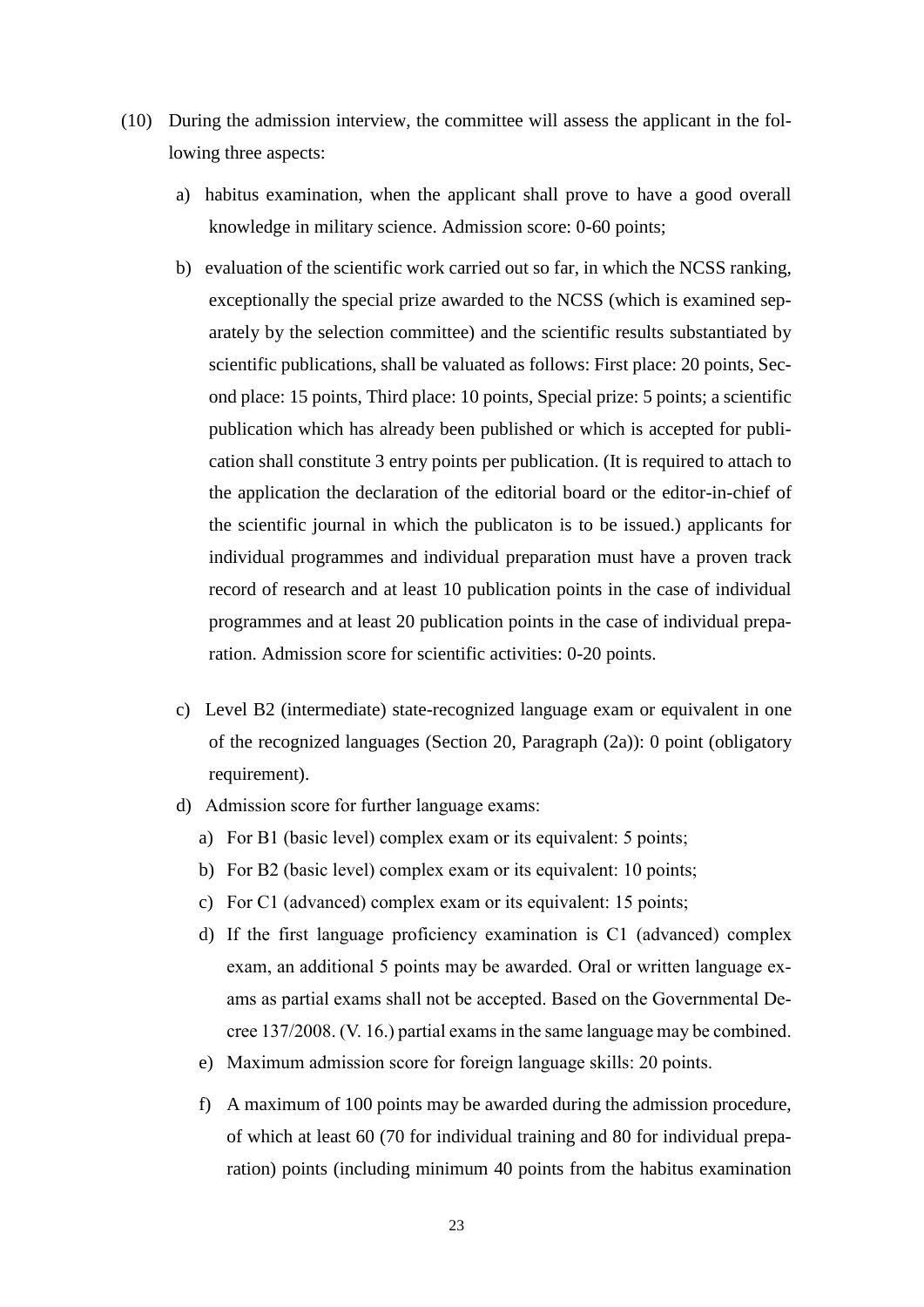(10) During the admission interview, the committee will assess the applicant in the following three aspects:

   a) habitus examination, when the applicant shall prove to have a good overall knowledge in military science. Admission score: 0-60 points;

   b) evaluation of the scientific work carried out so far, in which the NCSS ranking, exceptionally the special prize awarded to the NCSS (which is examined separately by the selection committee) and the scientific results substantiated by scientific publications, shall be valuated as follows: First place: 20 points, Second place: 15 points, Third place: 10 points, Special prize: 5 points; a scientific publication which has already been published or which is accepted for publication shall constitute 3 entry points per publication. (It is required to attach to the application the declaration of the editorial board or the editor-in-chief of the scientific journal in which the publicaton is to be issued.) applicants for individual programmes and individual preparation must have a proven track record of research and at least 10 publication points in the case of individual programmes and at least 20 publication points in the case of individual preparation. Admission score for scientific activities: 0-20 points.

   c) Level B2 (intermediate) state-recognized language exam or equivalent in one of the recognized languages (Section 20, Paragraph (2a)): 0 point (obligatory requirement).

   d) Admission score for further language exams:

      a) For B1 (basic level) complex exam or its equivalent: 5 points;

      b) For B2 (basic level) complex exam or its equivalent: 10 points;

      c) For C1 (advanced) complex exam or its equivalent: 15 points;

      d) If the first language proficiency examination is C1 (advanced) complex exam, an additional 5 points may be awarded. Oral or written language exams as partial exams shall not be accepted. Based on the Governmental Decree 137/2008. (V. 16.) partial exams in the same language may be combined.

      e) Maximum admission score for foreign language skills: 20 points.

      f) A maximum of 100 points may be awarded during the admission procedure, of which at least 60 (70 for individual training and 80 for individual preparation) points (including minimum 40 points from the habitus examination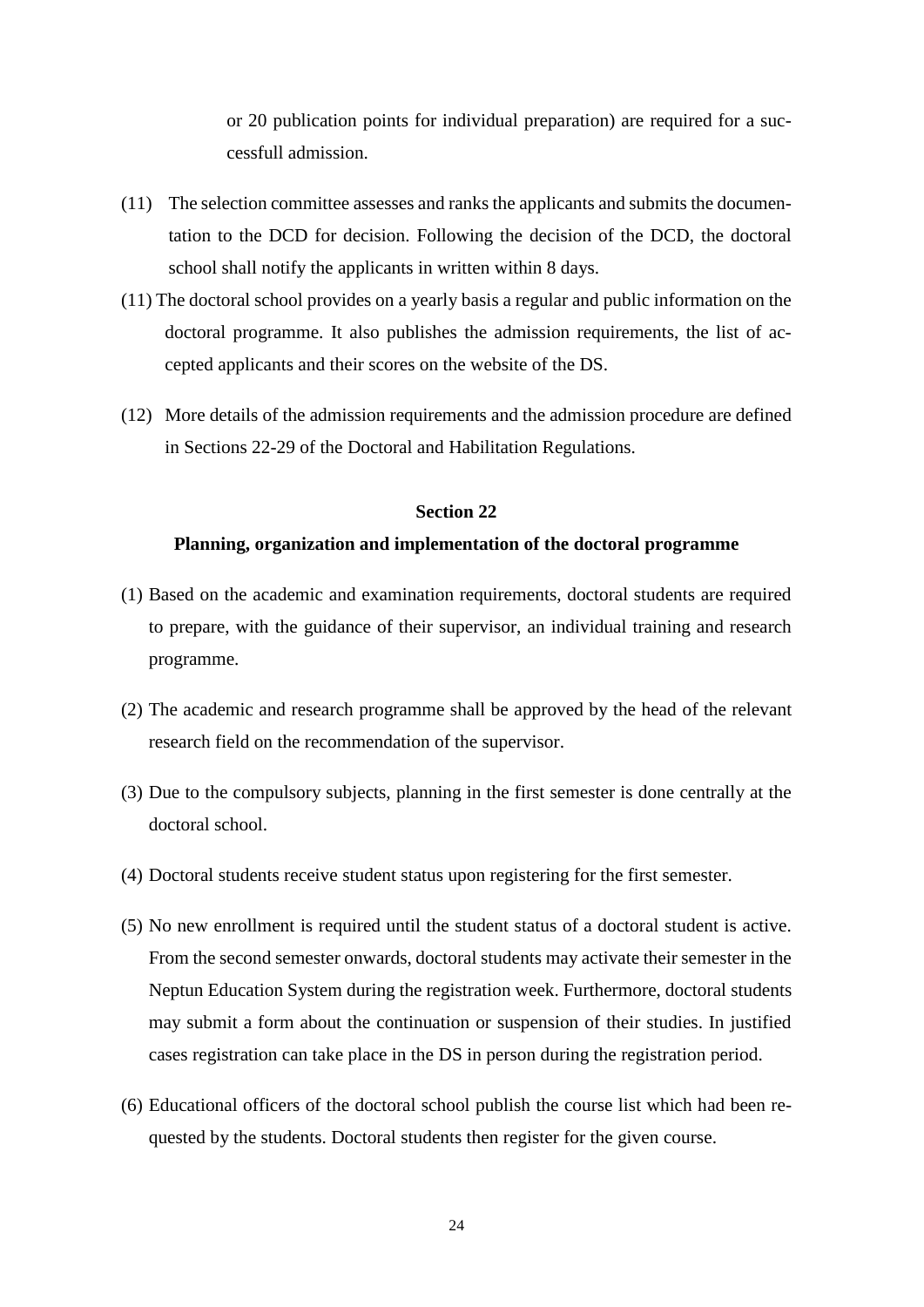or 20 publication points for individual preparation) are required for a successfull admission.

(11) The selection committee assesses and ranks the applicants and submits the documentation to the DCD for decision. Following the decision of the DCD, the doctoral school shall notify the applicants in written within 8 days.

(11) The doctoral school provides on a yearly basis a regular and public information on the doctoral programme. It also publishes the admission requirements, the list of accepted applicants and their scores on the website of the DS.

(12) More details of the admission requirements and the admission procedure are defined in Sections 22-29 of the Doctoral and Habilitation Regulations.

### Section 22

### Planning, organization and implementation of the doctoral programme

(1) Based on the academic and examination requirements, doctoral students are required to prepare, with the guidance of their supervisor, an individual training and research programme.

(2) The academic and research programme shall be approved by the head of the relevant research field on the recommendation of the supervisor.

(3) Due to the compulsory subjects, planning in the first semester is done centrally at the doctoral school.

(4) Doctoral students receive student status upon registering for the first semester.

(5) No new enrollment is required until the student status of a doctoral student is active. From the second semester onwards, doctoral students may activate their semester in the Neptun Education System during the registration week. Furthermore, doctoral students may submit a form about the continuation or suspension of their studies. In justified cases registration can take place in the DS in person during the registration period.

(6) Educational officers of the doctoral school publish the course list which had been requested by the students. Doctoral students then register for the given course.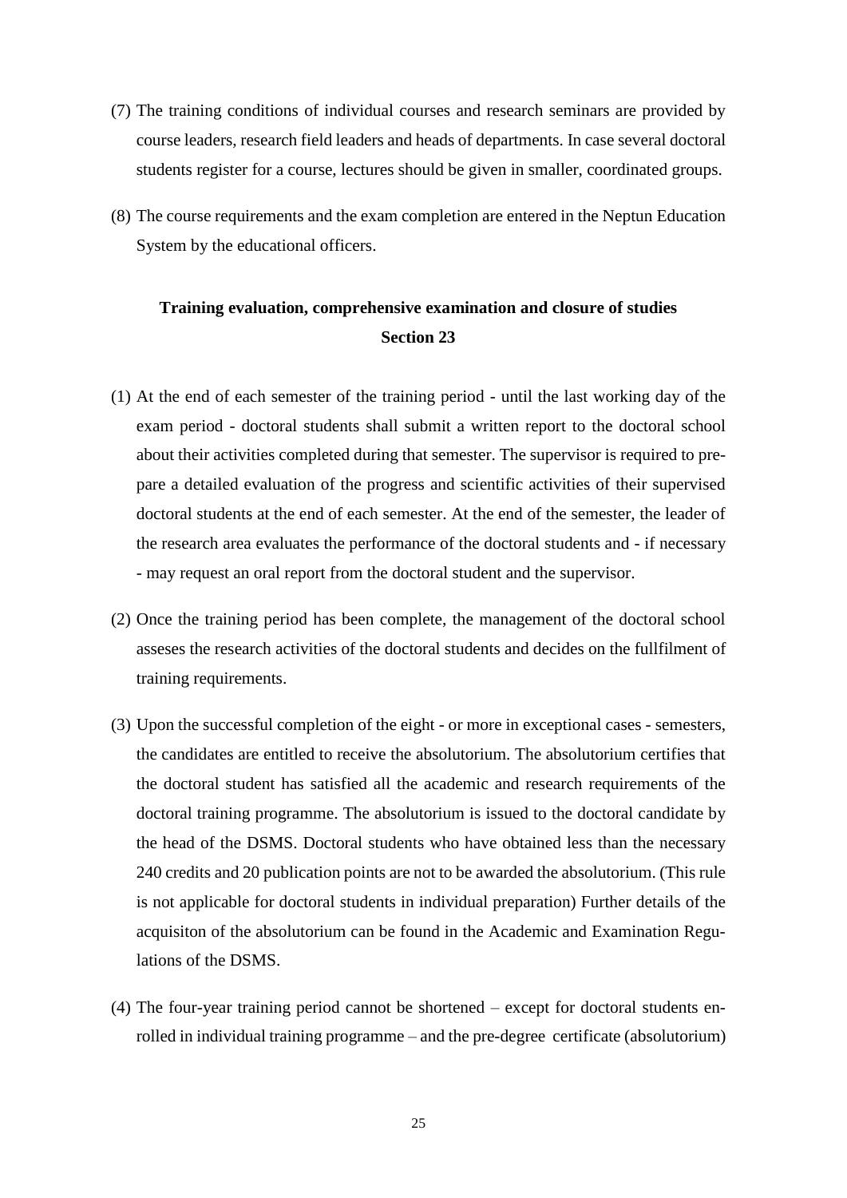(7) The training conditions of individual courses and research seminars are provided by course leaders, research field leaders and heads of departments. In case several doctoral students register for a course, lectures should be given in smaller, coordinated groups.

(8) The course requirements and the exam completion are entered in the Neptun Education System by the educational officers.

## Training evaluation, comprehensive examination and closure of studies
## Section 23

(1) At the end of each semester of the training period - until the last working day of the exam period - doctoral students shall submit a written report to the doctoral school about their activities completed during that semester. The supervisor is required to prepare a detailed evaluation of the progress and scientific activities of their supervised doctoral students at the end of each semester. At the end of the semester, the leader of the research area evaluates the performance of the doctoral students and - if necessary - may request an oral report from the doctoral student and the supervisor.

(2) Once the training period has been complete, the management of the doctoral school asseses the research activities of the doctoral students and decides on the fullfilment of training requirements.

(3) Upon the successful completion of the eight - or more in exceptional cases - semesters, the candidates are entitled to receive the absolutorium. The absolutorium certifies that the doctoral student has satisfied all the academic and research requirements of the doctoral training programme. The absolutorium is issued to the doctoral candidate by the head of the DSMS. Doctoral students who have obtained less than the necessary 240 credits and 20 publication points are not to be awarded the absolutorium. (This rule is not applicable for doctoral students in individual preparation) Further details of the acquisiton of the absolutorium can be found in the Academic and Examination Regulations of the DSMS.

(4) The four-year training period cannot be shortened – except for doctoral students enrolled in individual training programme – and the pre-degree certificate (absolutorium)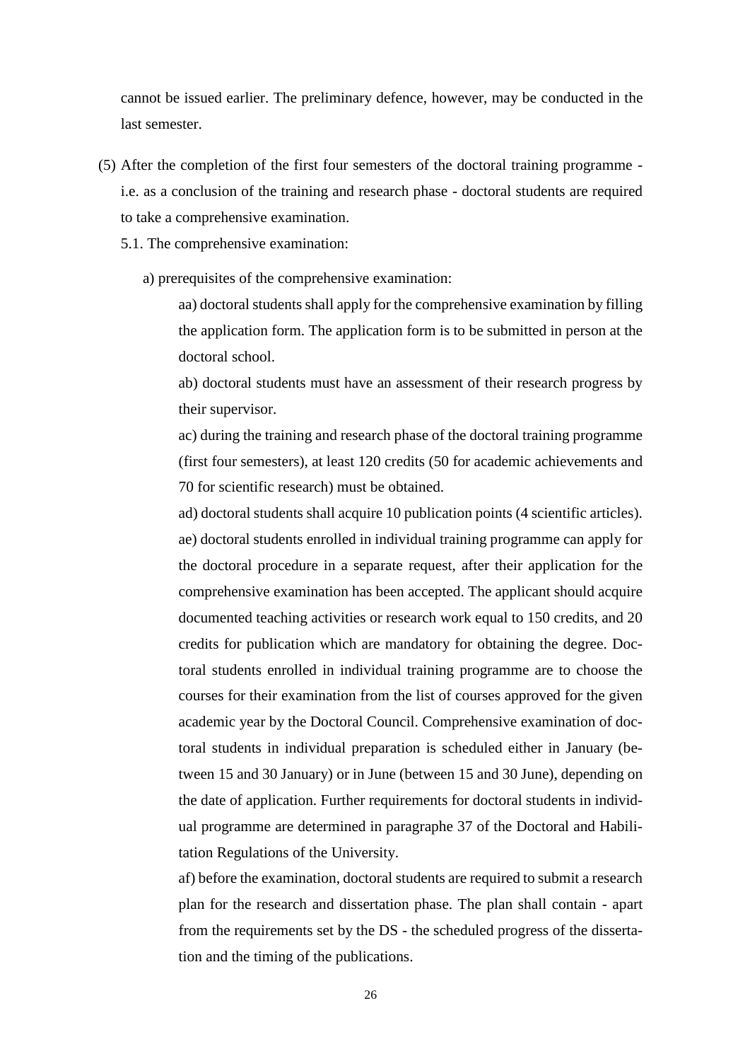cannot be issued earlier. The preliminary defence, however, may be conducted in the last semester.

(5) After the completion of the first four semesters of the doctoral training programme - i.e. as a conclusion of the training and research phase - doctoral students are required to take a comprehensive examination.

5.1. The comprehensive examination:

a) prerequisites of the comprehensive examination:

aa) doctoral students shall apply for the comprehensive examination by filling the application form. The application form is to be submitted in person at the doctoral school.

ab) doctoral students must have an assessment of their research progress by their supervisor.

ac) during the training and research phase of the doctoral training programme (first four semesters), at least 120 credits (50 for academic achievements and 70 for scientific research) must be obtained.

ad) doctoral students shall acquire 10 publication points (4 scientific articles).

ae) doctoral students enrolled in individual training programme can apply for the doctoral procedure in a separate request, after their application for the comprehensive examination has been accepted. The applicant should acquire documented teaching activities or research work equal to 150 credits, and 20 credits for publication which are mandatory for obtaining the degree. Doctoral students enrolled in individual training programme are to choose the courses for their examination from the list of courses approved for the given academic year by the Doctoral Council. Comprehensive examination of doctoral students in individual preparation is scheduled either in January (between 15 and 30 January) or in June (between 15 and 30 June), depending on the date of application. Further requirements for doctoral students in individual programme are determined in paragraphe 37 of the Doctoral and Habilitation Regulations of the University.

af) before the examination, doctoral students are required to submit a research plan for the research and dissertation phase. The plan shall contain - apart from the requirements set by the DS - the scheduled progress of the dissertation and the timing of the publications.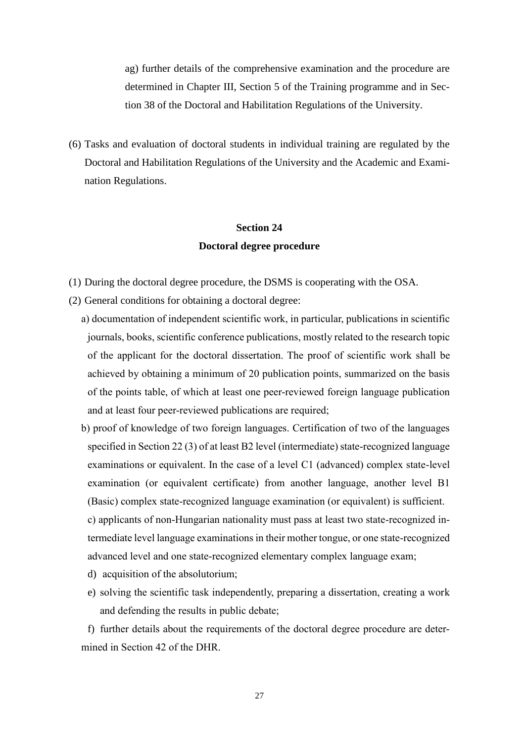ag) further details of the comprehensive examination and the procedure are determined in Chapter III, Section 5 of the Training programme and in Section 38 of the Doctoral and Habilitation Regulations of the University.

(6) Tasks and evaluation of doctoral students in individual training are regulated by the Doctoral and Habilitation Regulations of the University and the Academic and Examination Regulations.

## Section 24

## Doctoral degree procedure

(1) During the doctoral degree procedure, the DSMS is cooperating with the OSA.

(2) General conditions for obtaining a doctoral degree:

a) documentation of independent scientific work, in particular, publications in scientific journals, books, scientific conference publications, mostly related to the research topic of the applicant for the doctoral dissertation. The proof of scientific work shall be achieved by obtaining a minimum of 20 publication points, summarized on the basis of the points table, of which at least one peer-reviewed foreign language publication and at least four peer-reviewed publications are required;

b) proof of knowledge of two foreign languages. Certification of two of the languages specified in Section 22 (3) of at least B2 level (intermediate) state-recognized language examinations or equivalent. In the case of a level C1 (advanced) complex state-level examination (or equivalent certificate) from another language, another level B1 (Basic) complex state-recognized language examination (or equivalent) is sufficient.

c) applicants of non-Hungarian nationality must pass at least two state-recognized intermediate level language examinations in their mother tongue, or one state-recognized advanced level and one state-recognized elementary complex language exam;

d) acquisition of the absolutorium;

e) solving the scientific task independently, preparing a dissertation, creating a work and defending the results in public debate;

f) further details about the requirements of the doctoral degree procedure are determined in Section 42 of the DHR.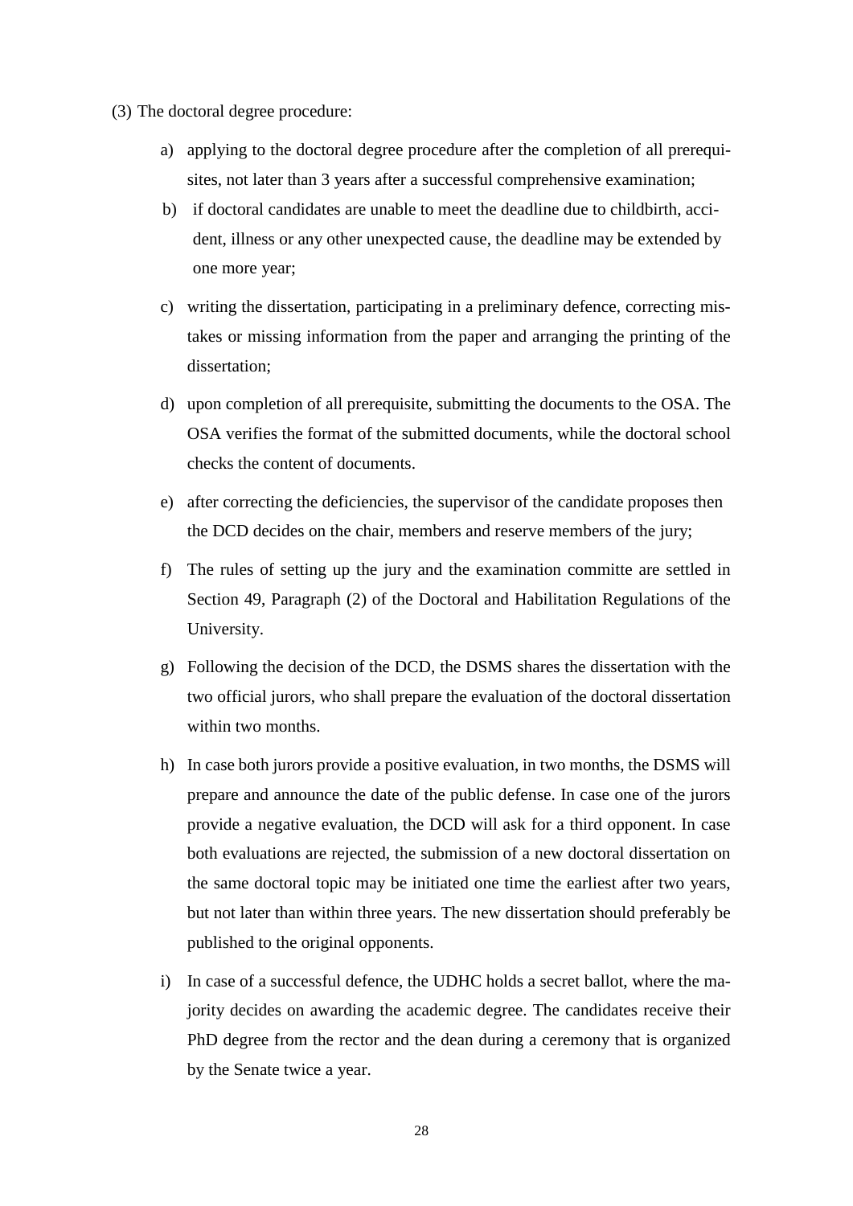(3) The doctoral degree procedure:

a) applying to the doctoral degree procedure after the completion of all prerequisites, not later than 3 years after a successful comprehensive examination;

b) if doctoral candidates are unable to meet the deadline due to childbirth, accident, illness or any other unexpected cause, the deadline may be extended by one more year;

c) writing the dissertation, participating in a preliminary defence, correcting mistakes or missing information from the paper and arranging the printing of the dissertation;

d) upon completion of all prerequisite, submitting the documents to the OSA. The OSA verifies the format of the submitted documents, while the doctoral school checks the content of documents.

e) after correcting the deficiencies, the supervisor of the candidate proposes then the DCD decides on the chair, members and reserve members of the jury;

f) The rules of setting up the jury and the examination committe are settled in Section 49, Paragraph (2) of the Doctoral and Habilitation Regulations of the University.

g) Following the decision of the DCD, the DSMS shares the dissertation with the two official jurors, who shall prepare the evaluation of the doctoral dissertation within two months.

h) In case both jurors provide a positive evaluation, in two months, the DSMS will prepare and announce the date of the public defense. In case one of the jurors provide a negative evaluation, the DCD will ask for a third opponent. In case both evaluations are rejected, the submission of a new doctoral dissertation on the same doctoral topic may be initiated one time the earliest after two years, but not later than within three years. The new dissertation should preferably be published to the original opponents.

i) In case of a successful defence, the UDHC holds a secret ballot, where the majority decides on awarding the academic degree. The candidates receive their PhD degree from the rector and the dean during a ceremony that is organized by the Senate twice a year.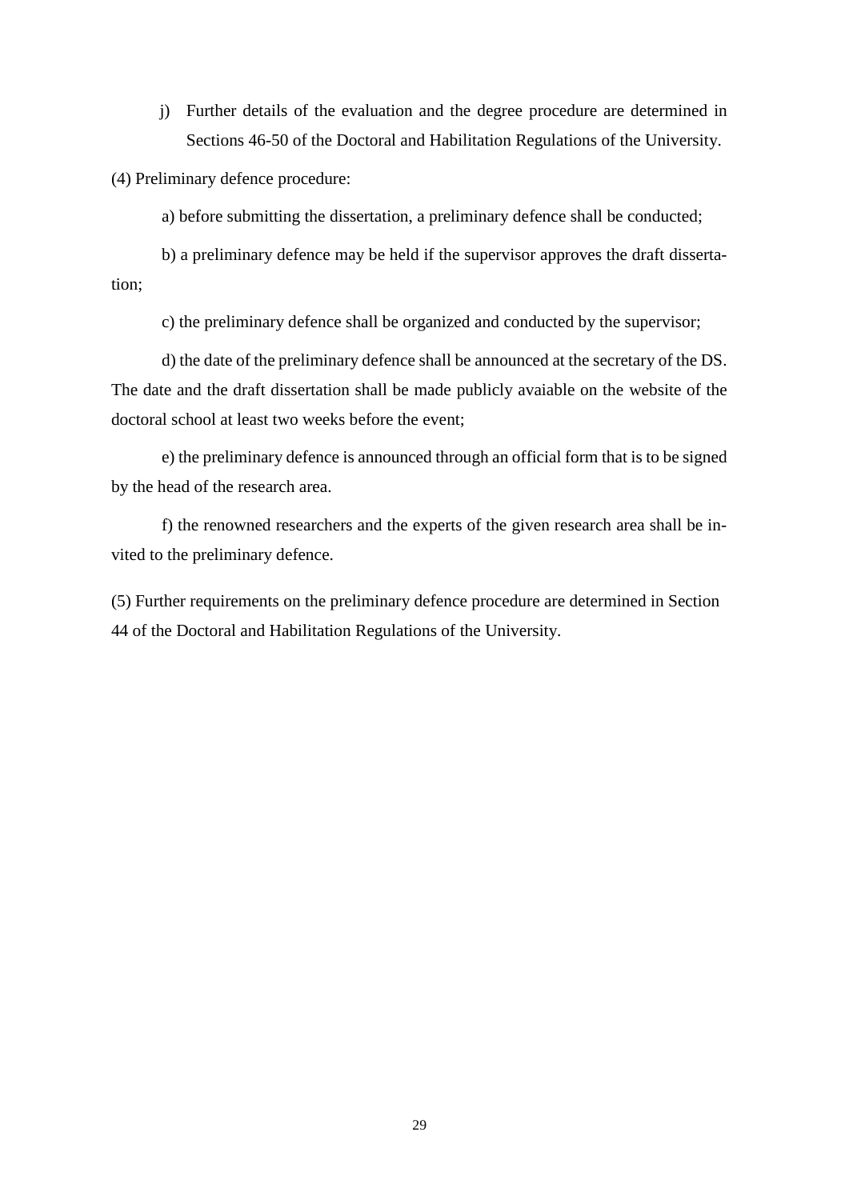j) Further details of the evaluation and the degree procedure are determined in Sections 46-50 of the Doctoral and Habilitation Regulations of the University.

(4) Preliminary defence procedure:

a) before submitting the dissertation, a preliminary defence shall be conducted;

b) a preliminary defence may be held if the supervisor approves the draft dissertation;

c) the preliminary defence shall be organized and conducted by the supervisor;

d) the date of the preliminary defence shall be announced at the secretary of the DS. The date and the draft dissertation shall be made publicly avaiable on the website of the doctoral school at least two weeks before the event;

e) the preliminary defence is announced through an official form that is to be signed by the head of the research area.

f) the renowned researchers and the experts of the given research area shall be invited to the preliminary defence.

(5) Further requirements on the preliminary defence procedure are determined in Section 44 of the Doctoral and Habilitation Regulations of the University.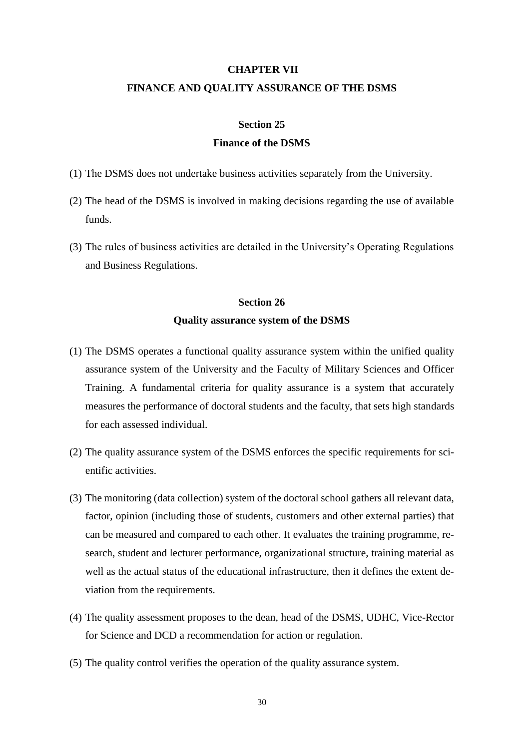# CHAPTER VII
# FINANCE AND QUALITY ASSURANCE OF THE DSMS

## Section 25
## Finance of the DSMS

(1) The DSMS does not undertake business activities separately from the University.

(2) The head of the DSMS is involved in making decisions regarding the use of available funds.

(3) The rules of business activities are detailed in the University's Operating Regulations and Business Regulations.

## Section 26
## Quality assurance system of the DSMS

(1) The DSMS operates a functional quality assurance system within the unified quality assurance system of the University and the Faculty of Military Sciences and Officer Training. A fundamental criteria for quality assurance is a system that accurately measures the performance of doctoral students and the faculty, that sets high standards for each assessed individual.

(2) The quality assurance system of the DSMS enforces the specific requirements for scientific activities.

(3) The monitoring (data collection) system of the doctoral school gathers all relevant data, factor, opinion (including those of students, customers and other external parties) that can be measured and compared to each other. It evaluates the training programme, research, student and lecturer performance, organizational structure, training material as well as the actual status of the educational infrastructure, then it defines the extent deviation from the requirements.

(4) The quality assessment proposes to the dean, head of the DSMS, UDHC, Vice-Rector for Science and DCD a recommendation for action or regulation.

(5) The quality control verifies the operation of the quality assurance system.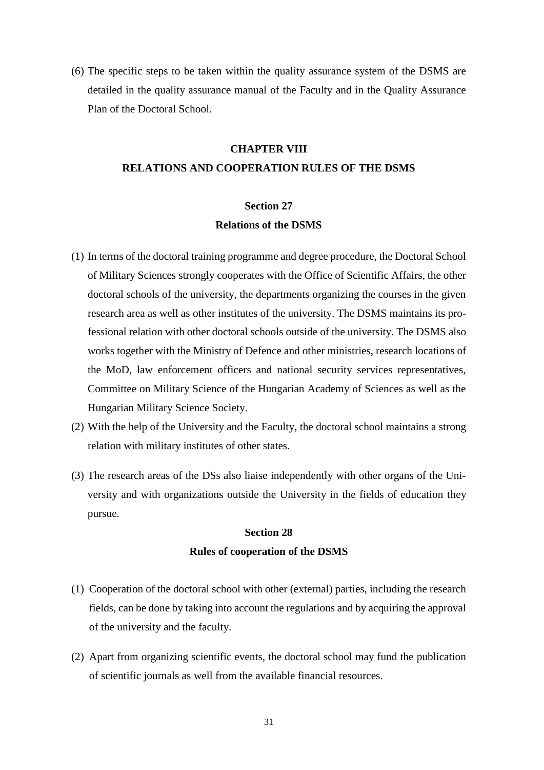(6) The specific steps to be taken within the quality assurance system of the DSMS are detailed in the quality assurance manual of the Faculty and in the Quality Assurance Plan of the Doctoral School.

## CHAPTER VIII
## RELATIONS AND COOPERATION RULES OF THE DSMS

### Section 27
### Relations of the DSMS

(1) In terms of the doctoral training programme and degree procedure, the Doctoral School of Military Sciences strongly cooperates with the Office of Scientific Affairs, the other doctoral schools of the university, the departments organizing the courses in the given research area as well as other institutes of the university. The DSMS maintains its professional relation with other doctoral schools outside of the university. The DSMS also works together with the Ministry of Defence and other ministries, research locations of the MoD, law enforcement officers and national security services representatives, Committee on Military Science of the Hungarian Academy of Sciences as well as the Hungarian Military Science Society.

(2) With the help of the University and the Faculty, the doctoral school maintains a strong relation with military institutes of other states.

(3) The research areas of the DSs also liaise independently with other organs of the University and with organizations outside the University in the fields of education they pursue.

### Section 28
### Rules of cooperation of the DSMS

(1) Cooperation of the doctoral school with other (external) parties, including the research fields, can be done by taking into account the regulations and by acquiring the approval of the university and the faculty.

(2) Apart from organizing scientific events, the doctoral school may fund the publication of scientific journals as well from the available financial resources.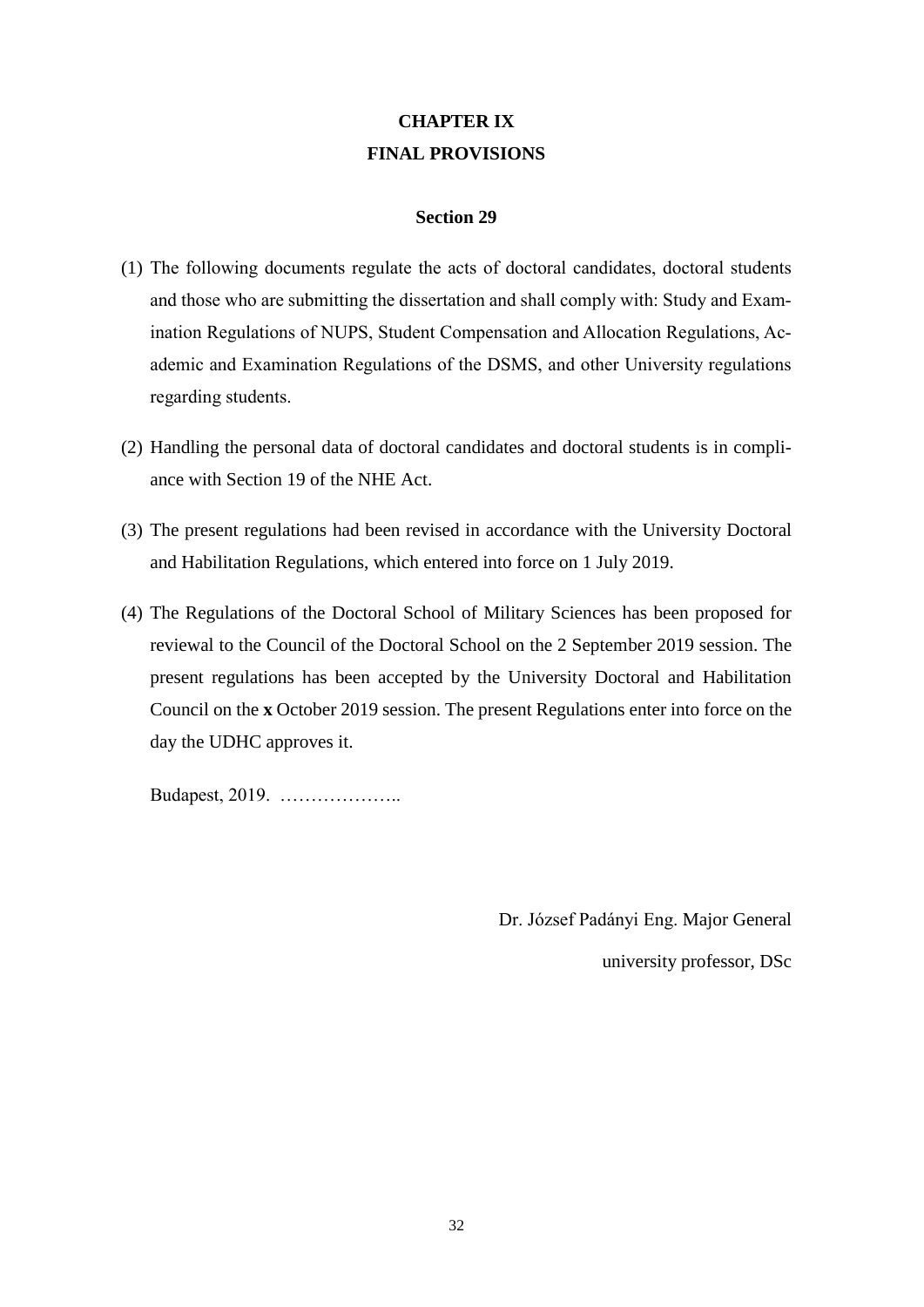# CHAPTER IX
# FINAL PROVISIONS

## Section 29

(1) The following documents regulate the acts of doctoral candidates, doctoral students and those who are submitting the dissertation and shall comply with: Study and Examination Regulations of NUPS, Student Compensation and Allocation Regulations, Academic and Examination Regulations of the DSMS, and other University regulations regarding students.

(2) Handling the personal data of doctoral candidates and doctoral students is in compliance with Section 19 of the NHE Act.

(3) The present regulations had been revised in accordance with the University Doctoral and Habilitation Regulations, which entered into force on 1 July 2019.

(4) The Regulations of the Doctoral School of Military Sciences has been proposed for reviewal to the Council of the Doctoral School on the 2 September 2019 session. The present regulations has been accepted by the University Doctoral and Habilitation Council on the **x** October 2019 session. The present Regulations enter into force on the day the UDHC approves it.

Budapest, 2019. ………………..

Dr. József Padányi Eng. Major General

university professor, DSc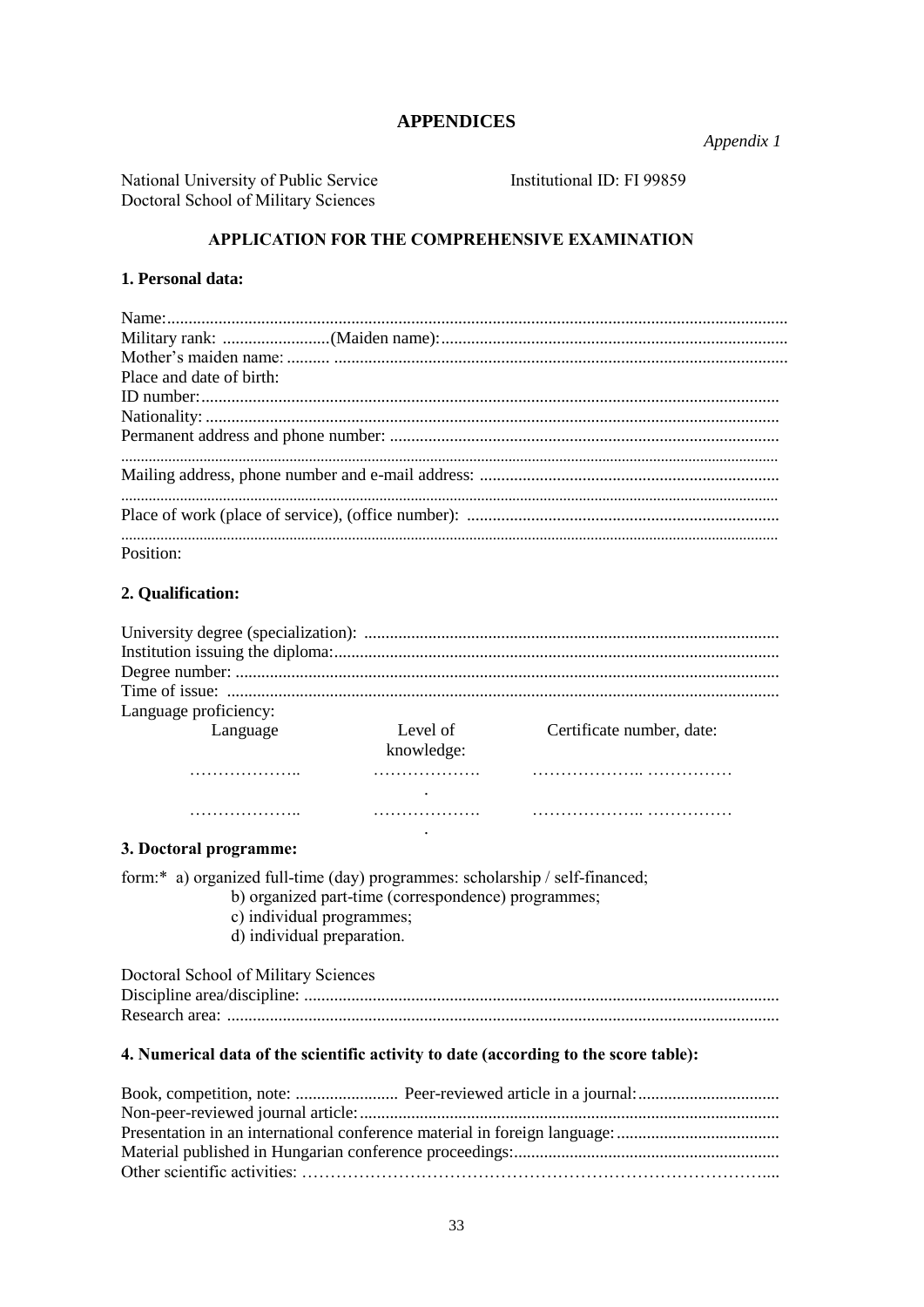# APPENDICES

*Appendix 1*

National University of Public Service  
Doctoral School of Military Sciences

Institutional ID: FI 99859

## APPLICATION FOR THE COMPREHENSIVE EXAMINATION

### 1. Personal data:

Name:...............................................................................................................................................  
Military rank: .........................(Maiden name):................................................................................  
Mother's maiden name: .......... .........................................................................................................  
Place and date of birth:  
ID number:......................................................................................................................................  
Nationality: .....................................................................................................................................  
Permanent address and phone number: ..........................................................................................  
.......................................................................................................................................................  
Mailing address, phone number and e-mail address: .....................................................................  
.......................................................................................................................................................  
Place of work (place of service), (office number): ........................................................................  
.......................................................................................................................................................  
Position:

### 2. Qualification:

University degree (specialization): ................................................................................................  
Institution issuing the diploma:.......................................................................................................  
Degree number: .............................................................................................................................  
Time of issue: ................................................................................................................................  
Language proficiency:

| Language | Level of knowledge: | Certificate number, date: |
|---|---|---|
| ……………….. | ………………. | ……………….. …………… |
| ……………….. | ………………. | ……………….. …………… |

### 3. Doctoral programme:

form:* a) organized full-time (day) programmes: scholarship / self-financed;  
b) organized part-time (correspondence) programmes;  
c) individual programmes;  
d) individual preparation.

Doctoral School of Military Sciences  
Discipline area/discipline: ..............................................................................................................  
Research area: ................................................................................................................................

### 4. Numerical data of the scientific activity to date (according to the score table):

Book, competition, note: ........................ Peer-reviewed article in a journal:................................  
Non-peer-reviewed journal article:.................................................................................................  
Presentation in an international conference material in foreign language:......................................  
Material published in Hungarian conference proceedings:.............................................................  
Other scientific activities: ……………………………………………………………………….....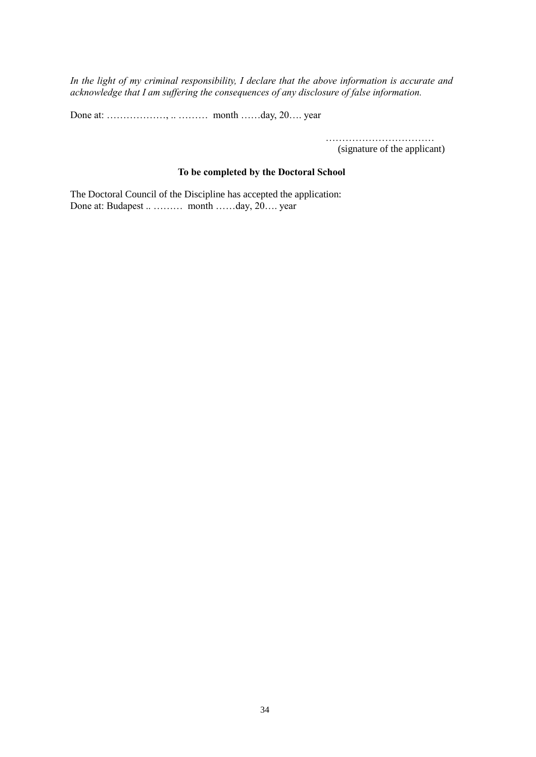*In the light of my criminal responsibility, I declare that the above information is accurate and acknowledge that I am suffering the consequences of any disclosure of false information.*

Done at: ………………, .. ……… month ……day, 20…. year

……………………………
(signature of the applicant)

**To be completed by the Doctoral School**

The Doctoral Council of the Discipline has accepted the application:
Done at: Budapest .. ……… month ……day, 20…. year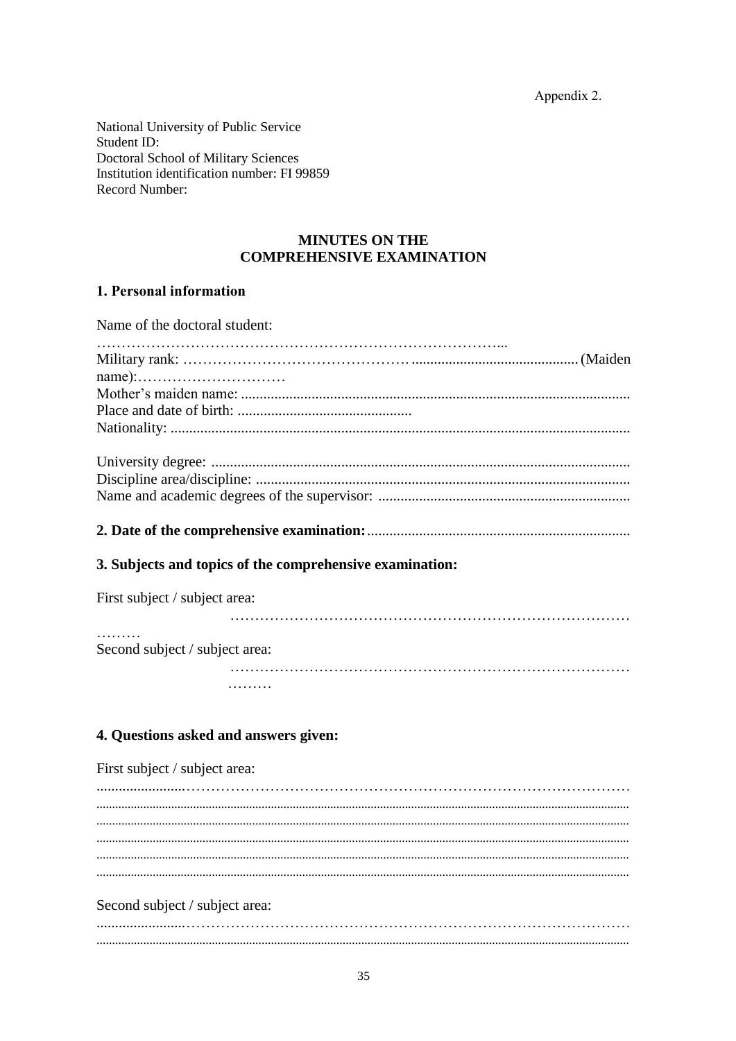Appendix 2.

National University of Public Service
Student ID:
Doctoral School of Military Sciences
Institution identification number: FI 99859
Record Number:

**MINUTES ON THE**
**COMPREHENSIVE EXAMINATION**

## 1. Personal information

Name of the doctoral student:
………………………………………………………………………...
Military rank: ………………………………………………………………(Maiden name):…………………………
Mother's maiden name: ......................................................................................................
Place and date of birth: ...............................................
Nationality: .........................................................................................................................

University degree: ..............................................................................................................
Discipline area/discipline: ..................................................................................................
Name and academic degrees of the supervisor: ..................................................................

## 2. Date of the comprehensive examination: ......................................................................

## 3. Subjects and topics of the comprehensive examination:

First subject / subject area:
…………………………………………………………………………………
Second subject / subject area:
…………………………………………………………………………………

## 4. Questions asked and answers given:

First subject / subject area:
.....................................................................................................................................
.....................................................................................................................................
.....................................................................................................................................
.....................................................................................................................................
.....................................................................................................................................
.....................................................................................................................................

Second subject / subject area:
.....................................................................................................................................
.....................................................................................................................................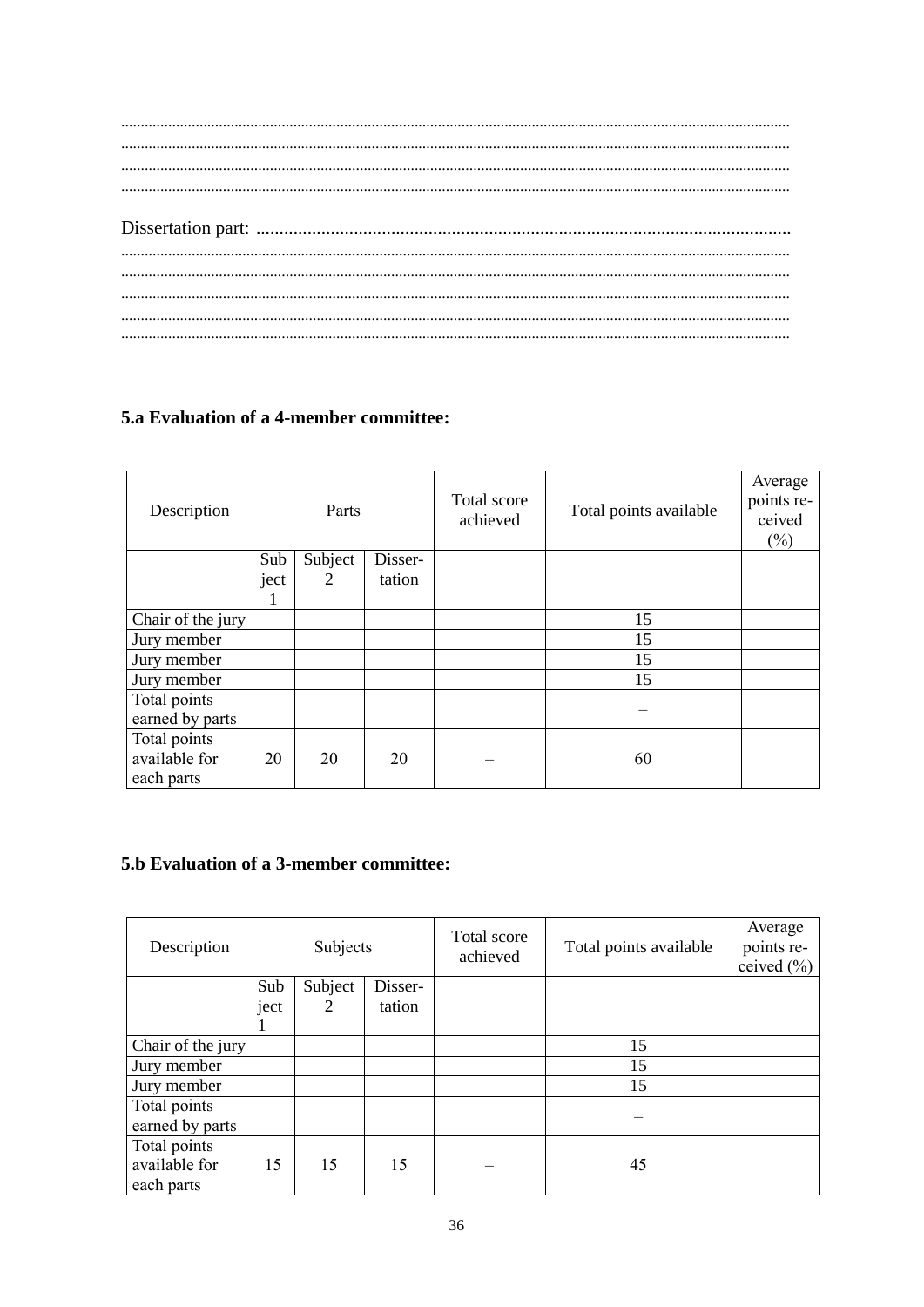.......................................................................................................................................................
.......................................................................................................................................................
.......................................................................................................................................................
.......................................................................................................................................................

Dissertation part: ...................................................................................................................
.......................................................................................................................................................
.......................................................................................................................................................
.......................................................................................................................................................
.......................................................................................................................................................
.......................................................................................................................................................

### 5.a Evaluation of a 4-member committee:

| Description | Parts | | | Total score achieved | Total points available | Average points received (%) |
|---|---|---|---|---|---|---|
| | Subject 1 | Subject 2 | Dissertation | | | |
| Chair of the jury | | | | | 15 | |
| Jury member | | | | | 15 | |
| Jury member | | | | | 15 | |
| Jury member | | | | | 15 | |
| Total points earned by parts | | | | | – | |
| Total points available for each parts | 20 | 20 | 20 | – | 60 | |

### 5.b Evaluation of a 3-member committee:

| Description | Subjects | | | Total score achieved | Total points available | Average points received (%) |
|---|---|---|---|---|---|---|
| | Subject 1 | Subject 2 | Dissertation | | | |
| Chair of the jury | | | | | 15 | |
| Jury member | | | | | 15 | |
| Jury member | | | | | 15 | |
| Total points earned by parts | | | | | – | |
| Total points available for each parts | 15 | 15 | 15 | – | 45 | |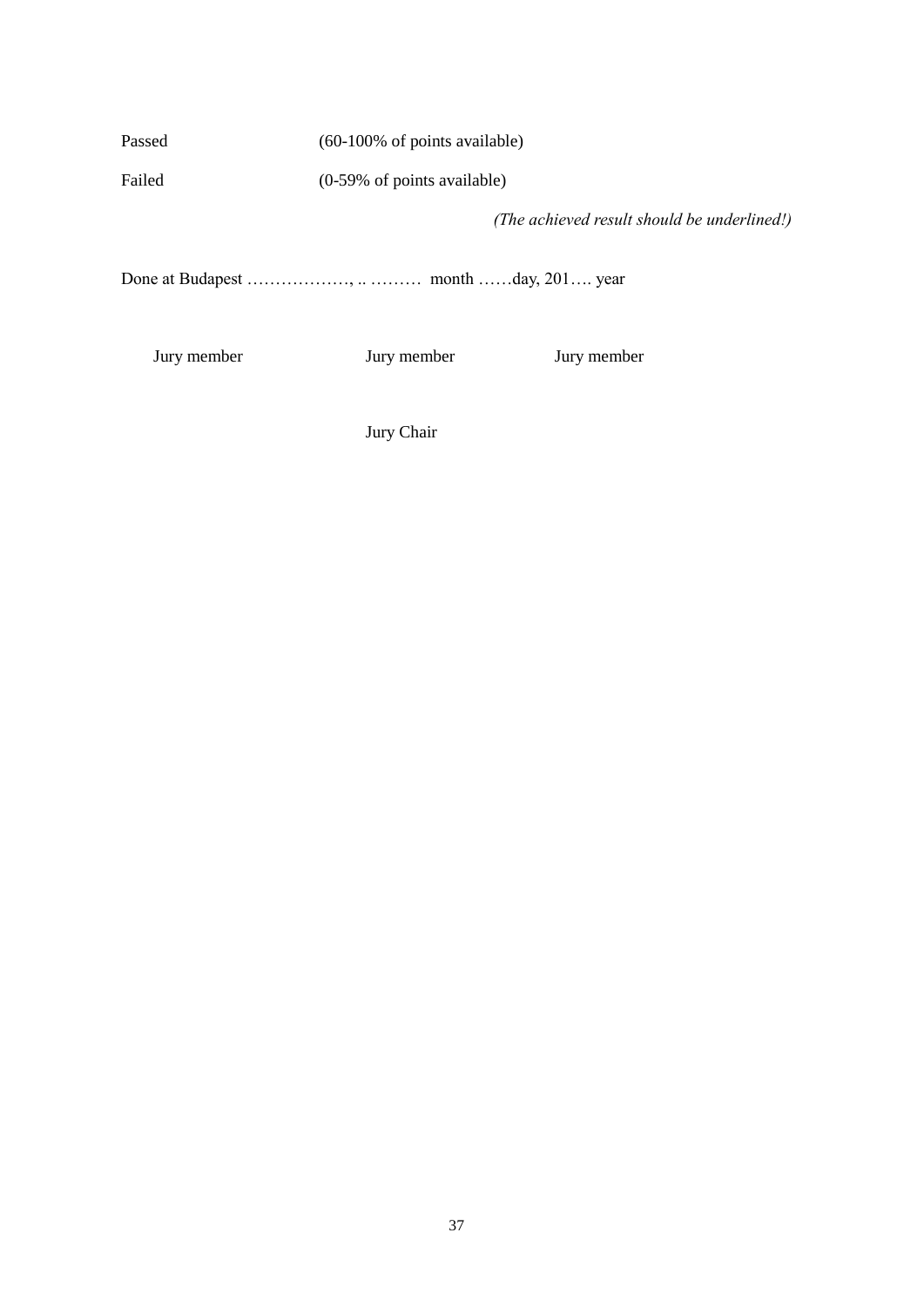| | |
|---|---|
| Passed | (60-100% of points available) |
| Failed | (0-59% of points available) |

*(The achieved result should be underlined!)*

Done at Budapest ………………, .. ……… month ……day, 201…. year

Jury member Jury member Jury member

Jury Chair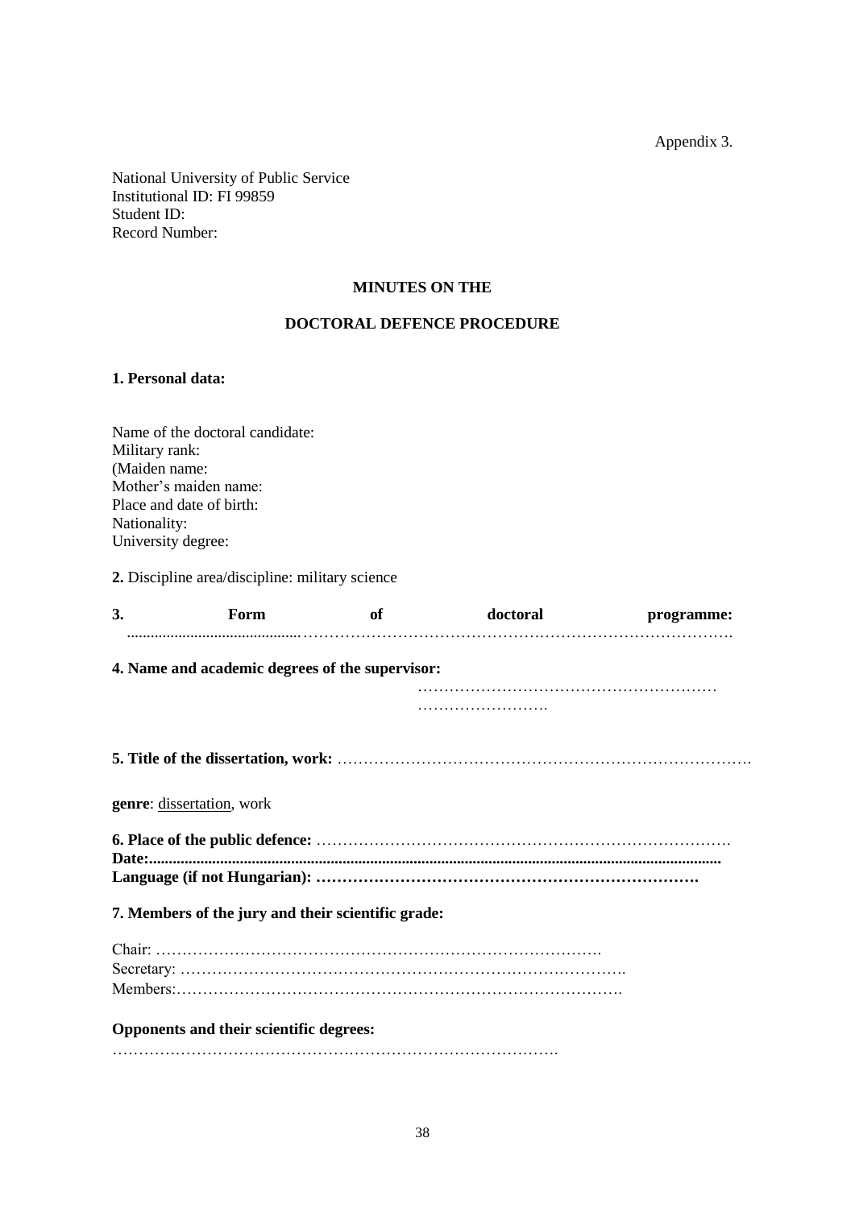Appendix 3.

National University of Public Service
Institutional ID: FI 99859
Student ID:
Record Number:

**MINUTES ON THE**

**DOCTORAL DEFENCE PROCEDURE**

**1. Personal data:**

Name of the doctoral candidate:
Military rank:
(Maiden name:
Mother's maiden name:
Place and date of birth:
Nationality:
University degree:

**2.** Discipline area/discipline: military science

**3. Form of doctoral programme:** ..........................................…………………………………………………………………….

**4. Name and academic degrees of the supervisor:** …………………………………………………
…………………….

**5. Title of the dissertation, work:** …………………………………………………………………….

**genre**: dissertation, work

**6. Place of the public defence:** …………………………………………………………………….
**Date:**...............................................................................................................................................
**Language (if not Hungarian): ……………………………………………………………….**

**7. Members of the jury and their scientific grade:**

Chair: ………………………………………………………………………….
Secretary: ……………………………………………………………………….
Members:……………………………………………………………………….

**Opponents and their scientific degrees:**
………………………………………………………………………….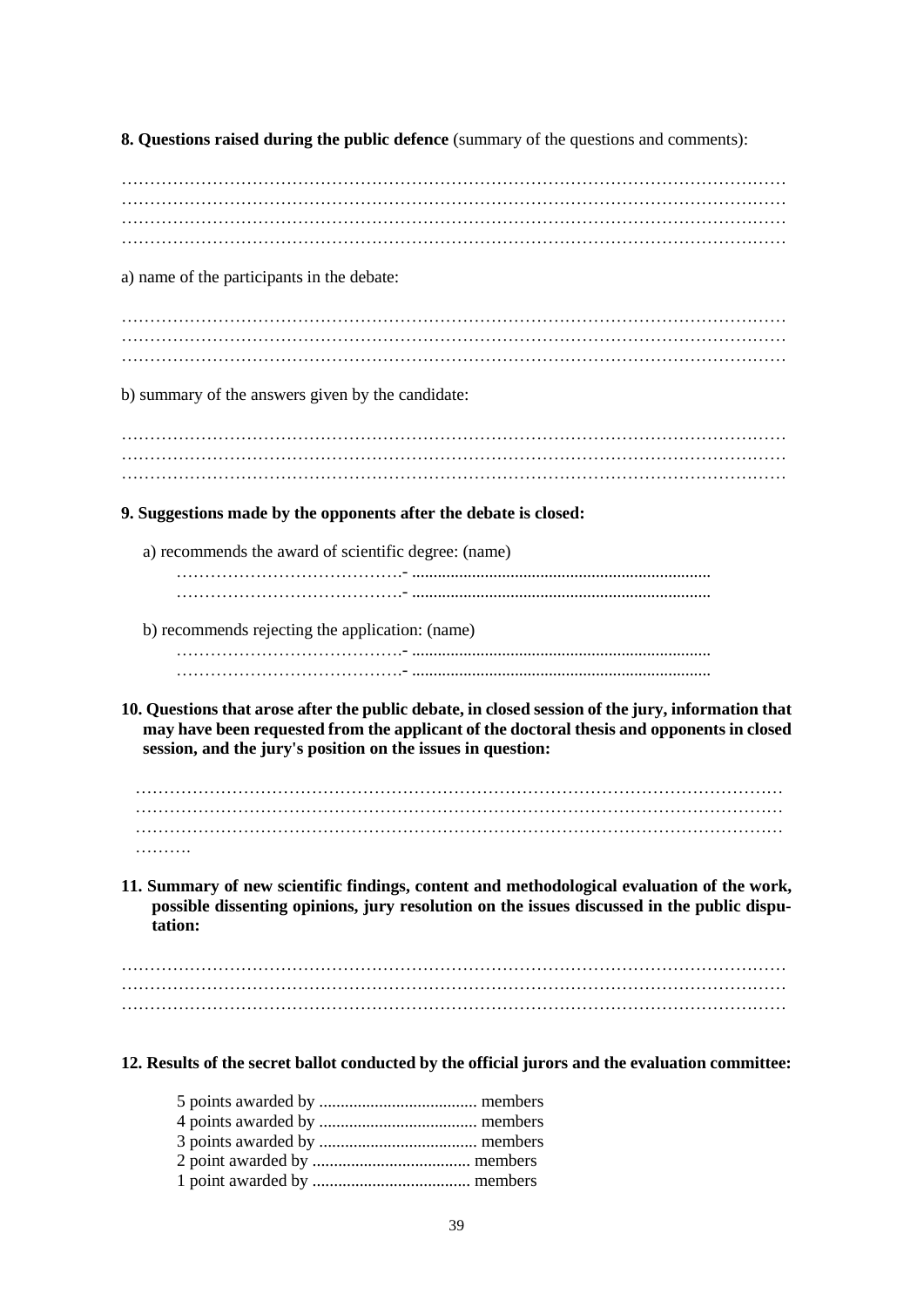**8. Questions raised during the public defence** (summary of the questions and comments):

…………………………………………………………………………………………………………
…………………………………………………………………………………………………………
…………………………………………………………………………………………………………
…………………………………………………………………………………………………………

a) name of the participants in the debate:

…………………………………………………………………………………………………………
…………………………………………………………………………………………………………
…………………………………………………………………………………………………………

b) summary of the answers given by the candidate:

…………………………………………………………………………………………………………
…………………………………………………………………………………………………………
…………………………………………………………………………………………………………

**9. Suggestions made by the opponents after the debate is closed:**

a) recommends the award of scientific degree: (name)

………………………………….- ......................................................................
………………………………….- ......................................................................

b) recommends rejecting the application: (name)

………………………………….- ......................................................................
………………………………….- ......................................................................

**10. Questions that arose after the public debate, in closed session of the jury, information that may have been requested from the applicant of the doctoral thesis and opponents in closed session, and the jury's position on the issues in question:**

…………………………………………………………………………………………………………
…………………………………………………………………………………………………………
…………………………………………………………………………………………………………
……….

**11. Summary of new scientific findings, content and methodological evaluation of the work, possible dissenting opinions, jury resolution on the issues discussed in the public disputation:**

…………………………………………………………………………………………………………
…………………………………………………………………………………………………………
…………………………………………………………………………………………………………

**12. Results of the secret ballot conducted by the official jurors and the evaluation committee:**

5 points awarded by ..................................... members
4 points awarded by ..................................... members
3 points awarded by ..................................... members
2 point awarded by ..................................... members
1 point awarded by ..................................... members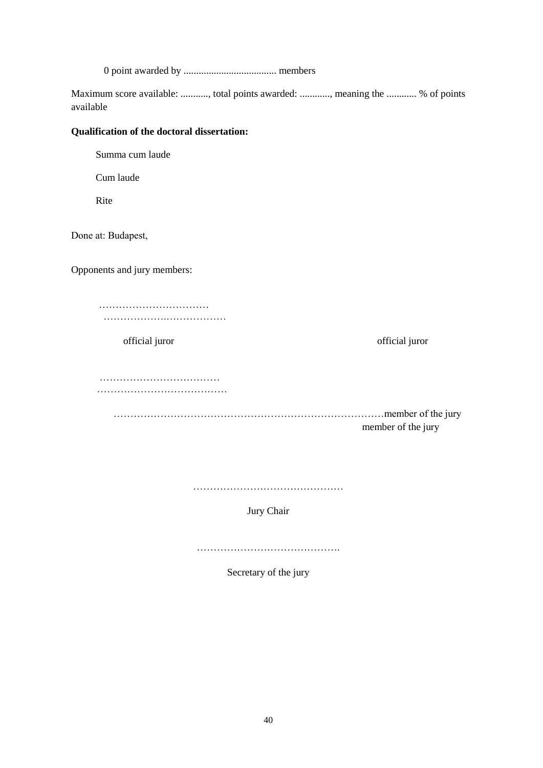0 point awarded by ..................................... members

Maximum score available: ..........., total points awarded: ............, meaning the ............ % of points available

**Qualification of the doctoral dissertation:**

Summa cum laude

Cum laude

Rite

Done at: Budapest,

Opponents and jury members:

……………………………
……………….………………

official juror official juror

………………………………
…………………………………

……………………………………………………………………member of the jury
member of the jury

………………………………………

Jury Chair

…………………………………….

Secretary of the jury